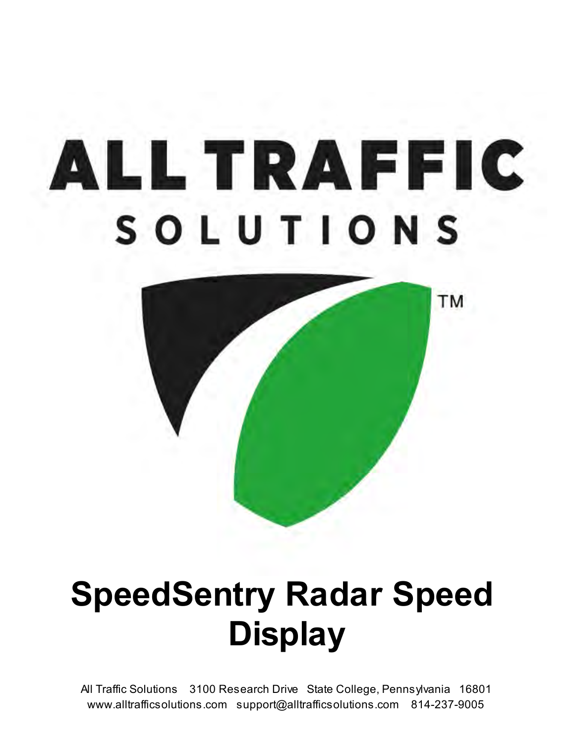ALL TRAFFIC

SOLUTIONS

TM

# SpeedSentry Radar Speed Display

All Traffic Solutions 3100 Research Drive State College, Pennsylvania 16801
www.alltrafficsolutions.com support@alltrafficsolutions.com 814-237-9005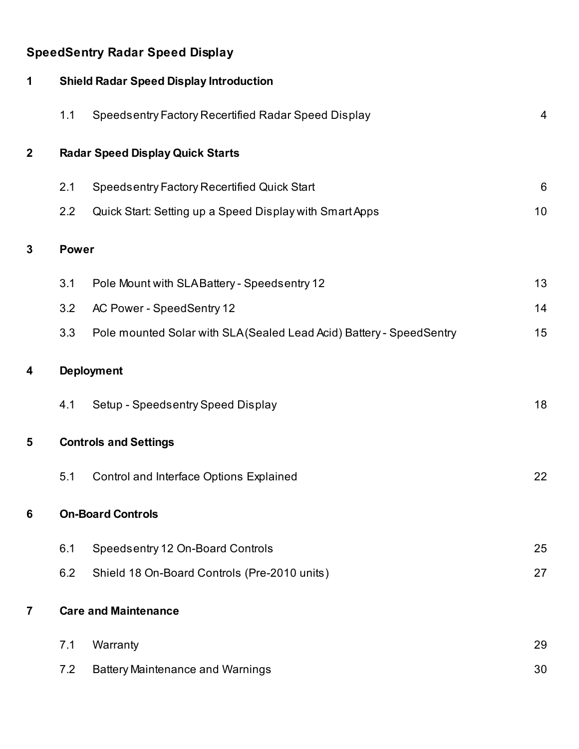# SpeedSentry Radar Speed Display

| | | |
|---|---|---|
| **1** | **Shield Radar Speed Display Introduction** | |
| 1.1 | Speedsentry Factory Recertified Radar Speed Display | 4 |
| **2** | **Radar Speed Display Quick Starts** | |
| 2.1 | Speedsentry Factory Recertified Quick Start | 6 |
| 2.2 | Quick Start: Setting up a Speed Display with Smart Apps | 10 |
| **3** | **Power** | |
| 3.1 | Pole Mount with SLA Battery - Speedsentry 12 | 13 |
| 3.2 | AC Power - SpeedSentry 12 | 14 |
| 3.3 | Pole mounted Solar with SLA (Sealed Lead Acid) Battery - SpeedSentry | 15 |
| **4** | **Deployment** | |
| 4.1 | Setup - Speedsentry Speed Display | 18 |
| **5** | **Controls and Settings** | |
| 5.1 | Control and Interface Options Explained | 22 |
| **6** | **On-Board Controls** | |
| 6.1 | Speedsentry 12 On-Board Controls | 25 |
| 6.2 | Shield 18 On-Board Controls (Pre-2010 units) | 27 |
| **7** | **Care and Maintenance** | |
| 7.1 | Warranty | 29 |
| 7.2 | Battery Maintenance and Warnings | 30 |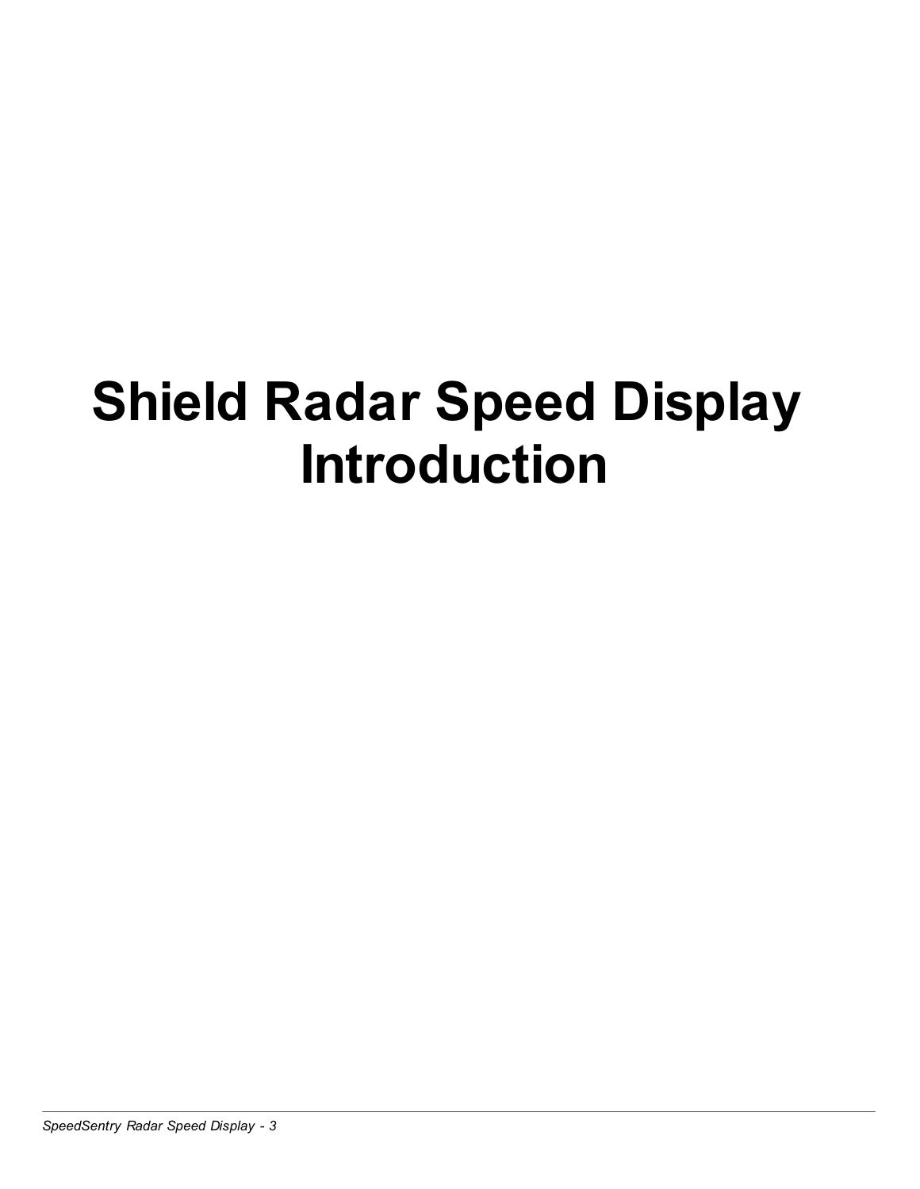# Shield Radar Speed Display Introduction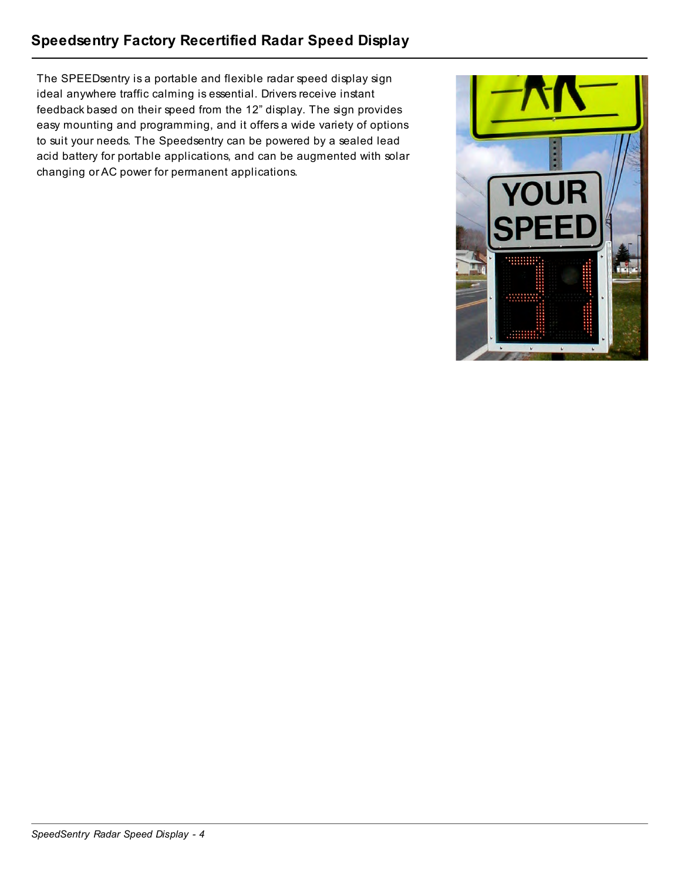## Speedsentry Factory Recertified Radar Speed Display

The SPEEDsentry is a portable and flexible radar speed display sign ideal anywhere traffic calming is essential. Drivers receive instant feedback based on their speed from the 12" display. The sign provides easy mounting and programming, and it offers a wide variety of options to suit your needs. The Speedsentry can be powered by a sealed lead acid battery for portable applications, and can be augmented with solar changing or AC power for permanent applications.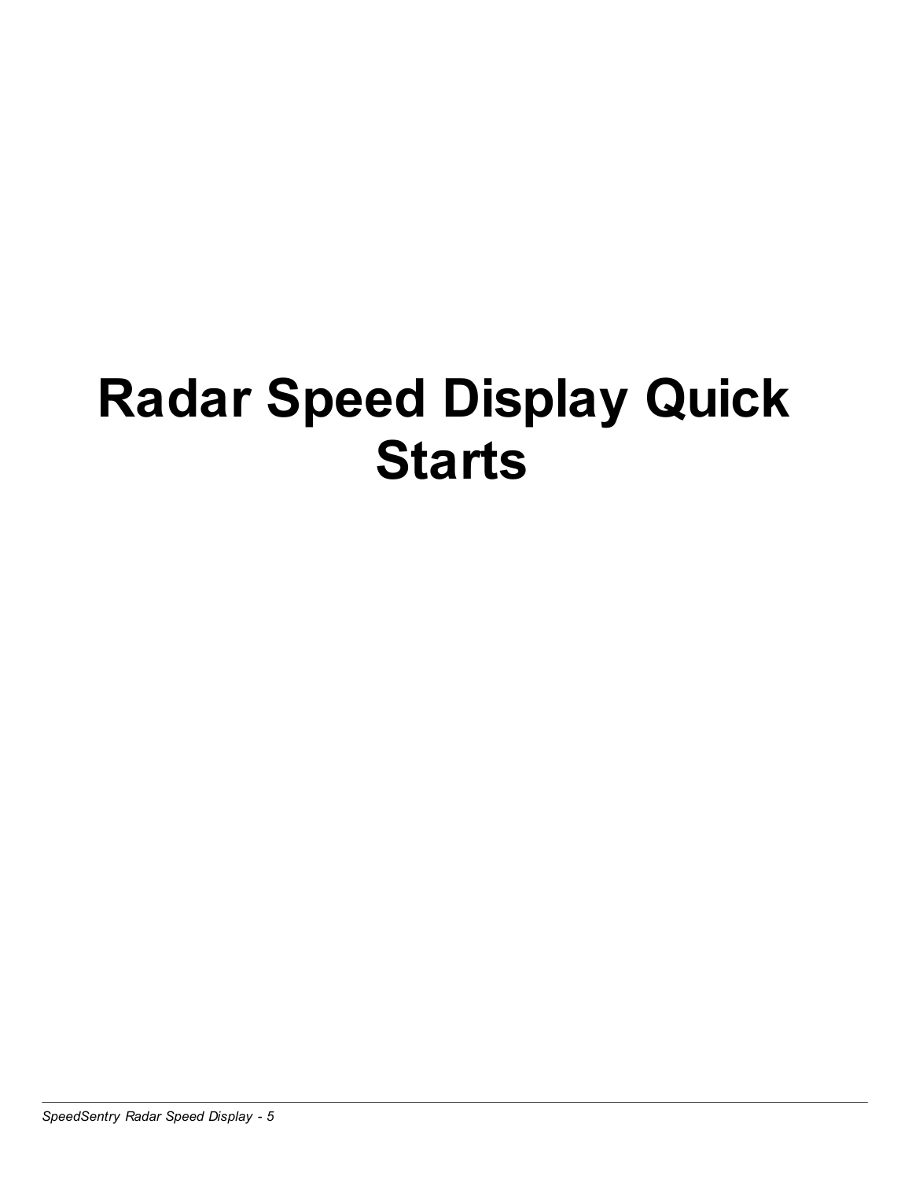# Radar Speed Display Quick Starts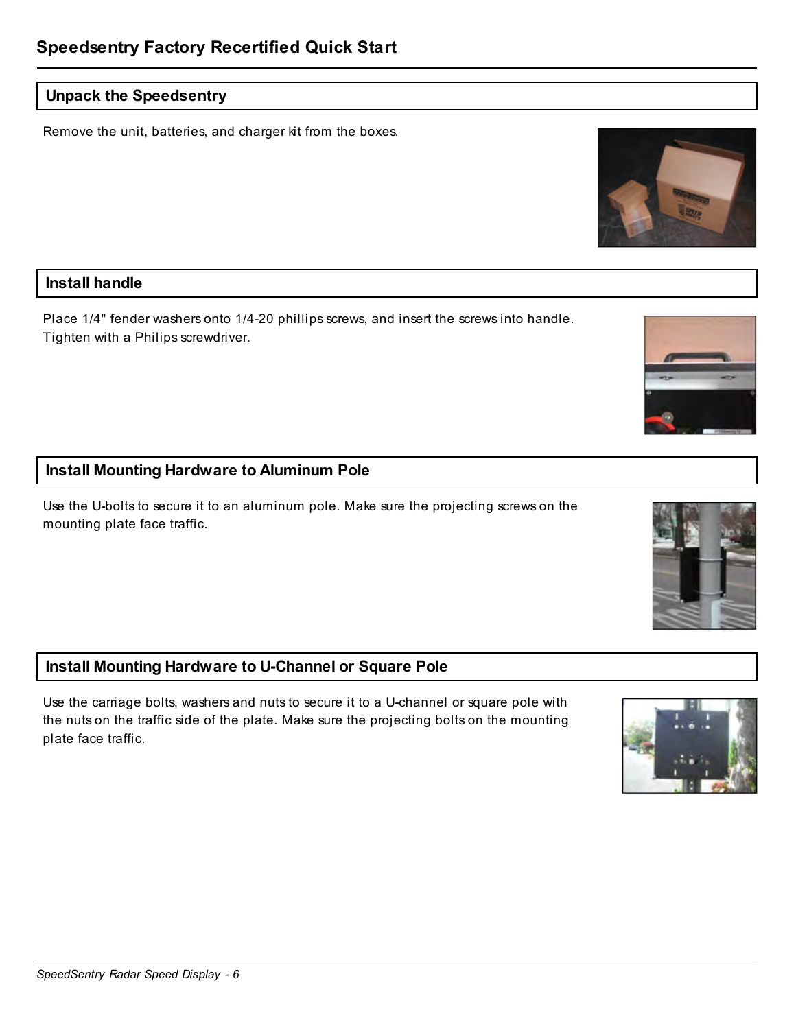# Speedsentry Factory Recertified Quick Start

## Unpack the Speedsentry

Remove the unit, batteries, and charger kit from the boxes.

## Install handle

Place 1/4" fender washers onto 1/4-20 phillips screws, and insert the screws into handle. Tighten with a Philips screwdriver.

## Install Mounting Hardware to Aluminum Pole

Use the U-bolts to secure it to an aluminum pole. Make sure the projecting screws on the mounting plate face traffic.

## Install Mounting Hardware to U-Channel or Square Pole

Use the carriage bolts, washers and nuts to secure it to a U-channel or square pole with the nuts on the traffic side of the plate. Make sure the projecting bolts on the mounting plate face traffic.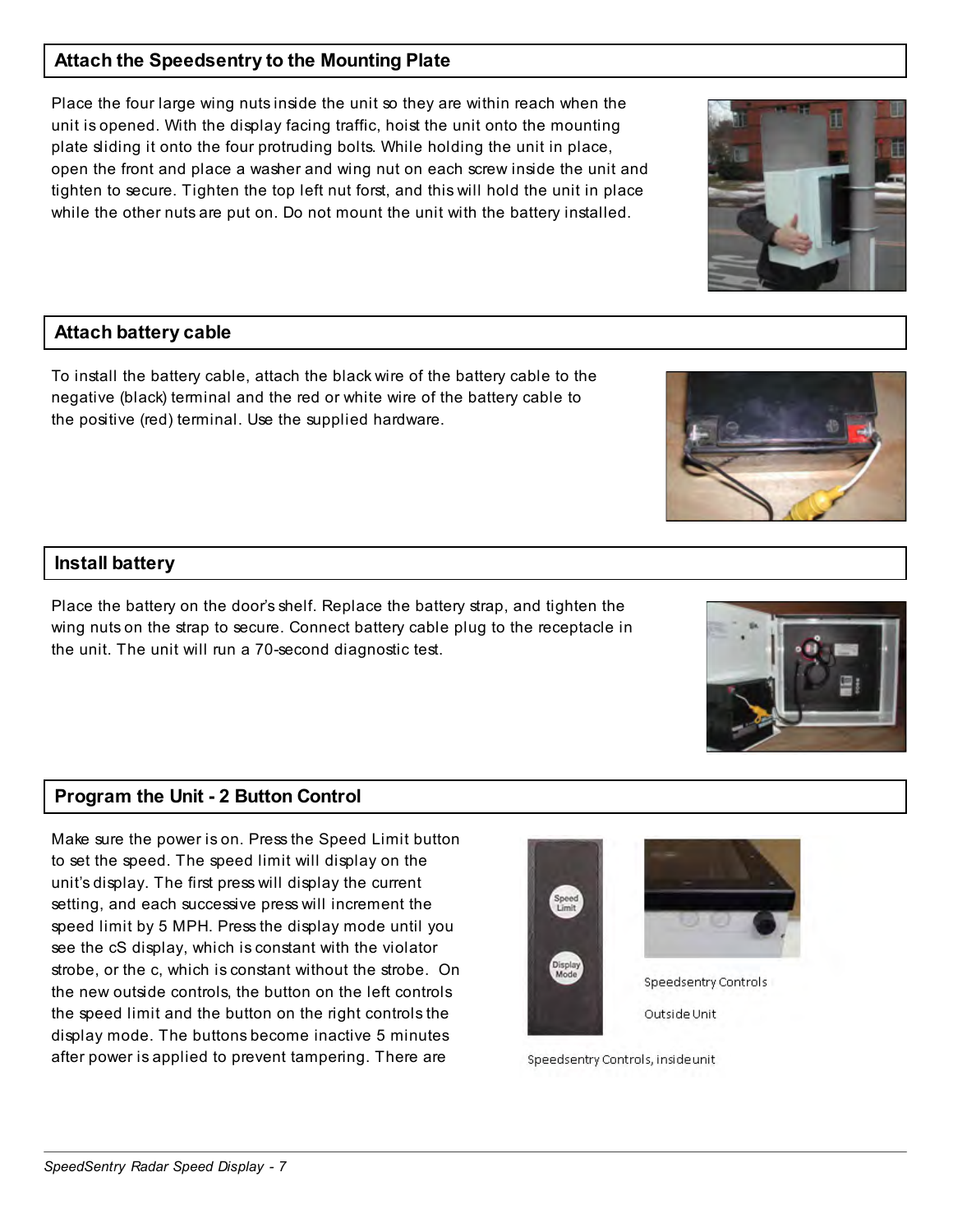## Attach the Speedsentry to the Mounting Plate

Place the four large wing nuts inside the unit so they are within reach when the unit is opened. With the display facing traffic, hoist the unit onto the mounting plate sliding it onto the four protruding bolts. While holding the unit in place, open the front and place a washer and wing nut on each screw inside the unit and tighten to secure. Tighten the top left nut forst, and this will hold the unit in place while the other nuts are put on. Do not mount the unit with the battery installed.

## Attach battery cable

To install the battery cable, attach the black wire of the battery cable to the negative (black) terminal and the red or white wire of the battery cable to the positive (red) terminal. Use the supplied hardware.

## Install battery

Place the battery on the door's shelf. Replace the battery strap, and tighten the wing nuts on the strap to secure. Connect battery cable plug to the receptacle in the unit. The unit will run a 70-second diagnostic test.

## Program the Unit - 2 Button Control

Make sure the power is on. Press the Speed Limit button to set the speed. The speed limit will display on the unit's display. The first press will display the current setting, and each successive press will increment the speed limit by 5 MPH. Press the display mode until you see the cS display, which is constant with the violator strobe, or the c, which is constant without the strobe. On the new outside controls, the button on the left controls the speed limit and the button on the right controls the display mode. The buttons become inactive 5 minutes after power is applied to prevent tampering. There are

Speedsentry Controls, inside unit

Speedsentry Controls

Outside Unit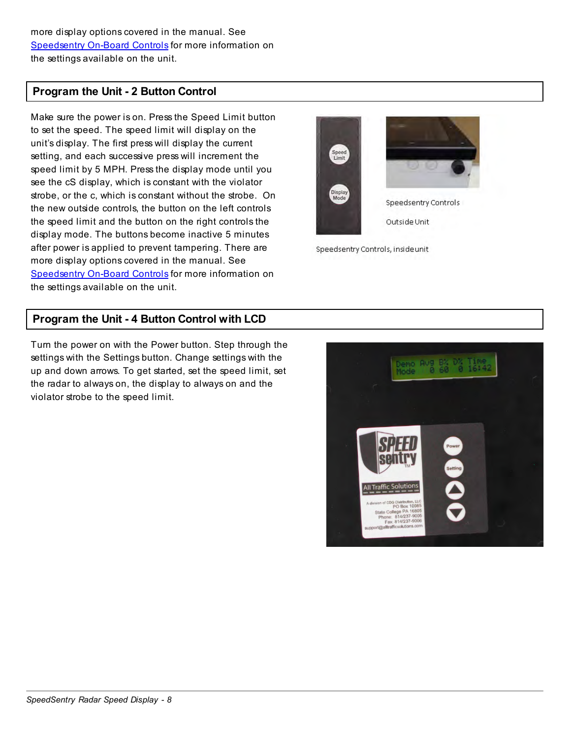more display options covered in the manual. See [Speedsentry On-Board Controls] for more information on the settings available on the unit.

## Program the Unit - 2 Button Control

Make sure the power is on. Press the Speed Limit button to set the speed. The speed limit will display on the unit's display. The first press will display the current setting, and each successive press will increment the speed limit by 5 MPH. Press the display mode until you see the cS display, which is constant with the violator strobe, or the c, which is constant without the strobe. On the new outside controls, the button on the left controls the speed limit and the button on the right controls the display mode. The buttons become inactive 5 minutes after power is applied to prevent tampering. There are more display options covered in the manual. See [Speedsentry On-Board Controls] for more information on the settings available on the unit.

Speedsentry Controls

Outside Unit

Speedsentry Controls, inside unit

## Program the Unit - 4 Button Control with LCD

Turn the power on with the Power button. Step through the settings with the Settings button. Change settings with the up and down arrows. To get started, set the speed limit, set the radar to always on, the display to always on and the violator strobe to the speed limit.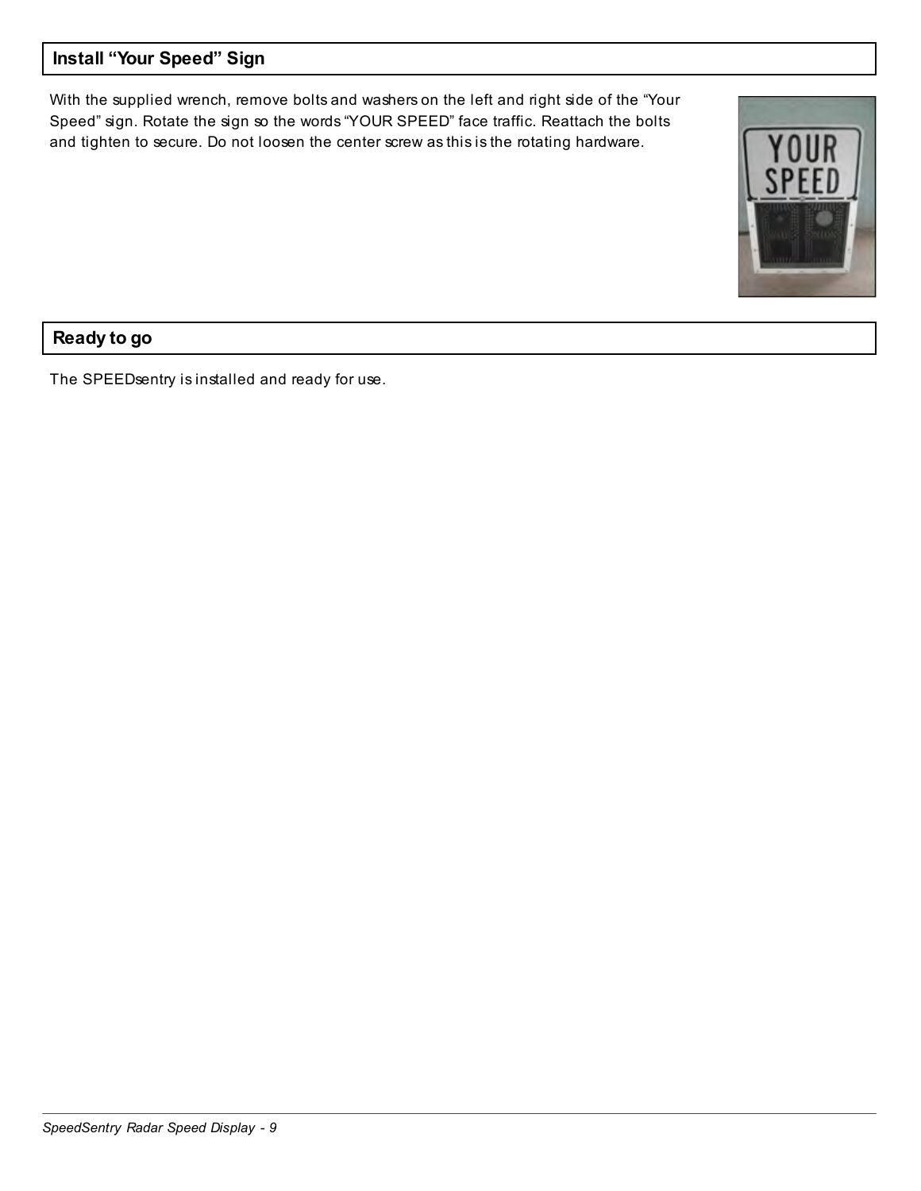## Install "Your Speed" Sign

With the supplied wrench, remove bolts and washers on the left and right side of the "Your Speed" sign. Rotate the sign so the words "YOUR SPEED" face traffic. Reattach the bolts and tighten to secure. Do not loosen the center screw as this is the rotating hardware.

## Ready to go

The SPEEDsentry is installed and ready for use.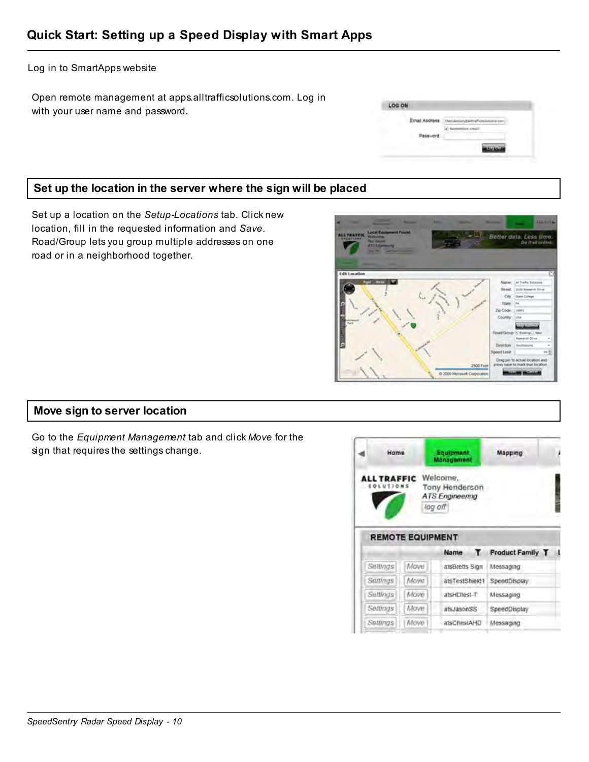# Quick Start: Setting up a Speed Display with Smart Apps

Log in to SmartApps website

Open remote management at apps.alltrafficsolutions.com. Log in with your user name and password.

## Set up the location in the server where the sign will be placed

Set up a location on the *Setup-Locations* tab. Click new location, fill in the requested information and *Save*. Road/Group lets you group multiple addresses on one road or in a neighborhood together.

## Move sign to server location

Go to the *Equipment Management* tab and click *Move* for the sign that requires the settings change.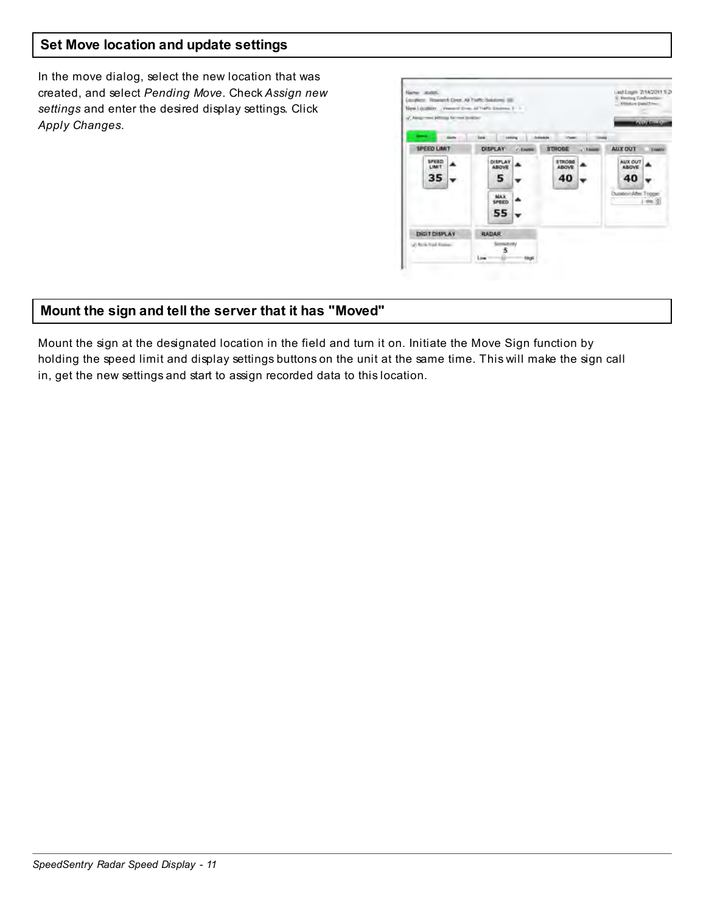## Set Move location and update settings

In the move dialog, select the new location that was created, and select *Pending Move*. Check *Assign new settings* and enter the desired display settings. Click *Apply Changes*.

## Mount the sign and tell the server that it has "Moved"

Mount the sign at the designated location in the field and turn it on. Initiate the Move Sign function by holding the speed limit and display settings buttons on the unit at the same time. This will make the sign call in, get the new settings and start to assign recorded data to this location.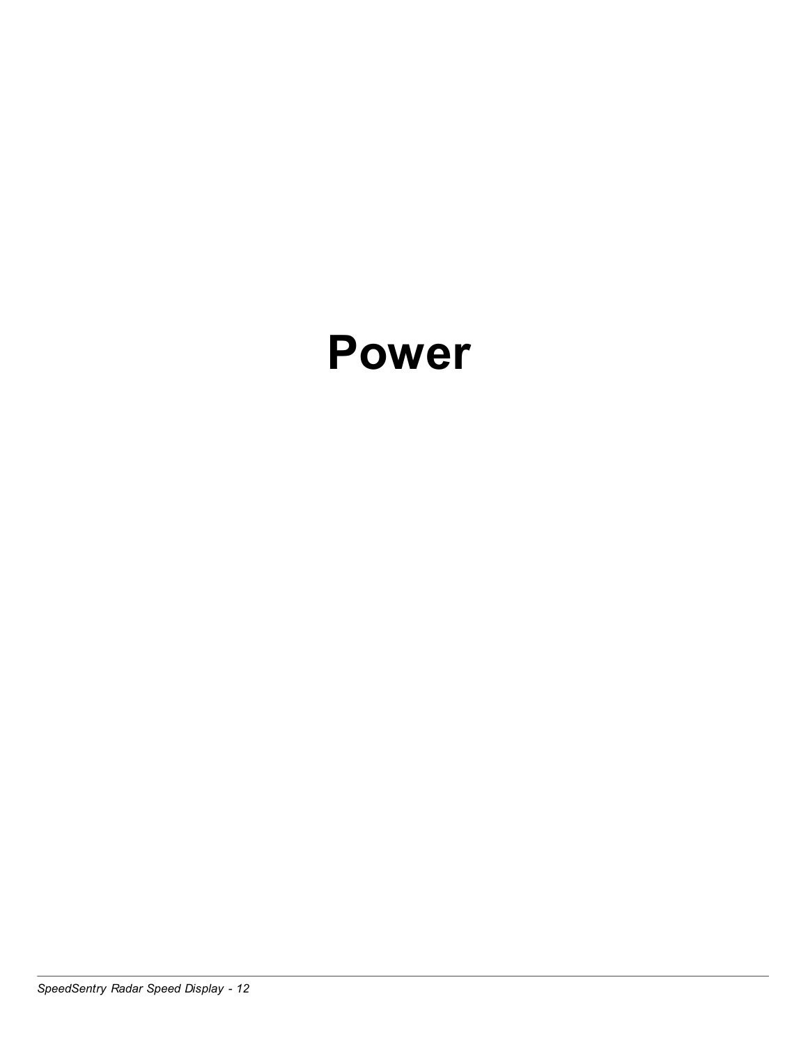# Power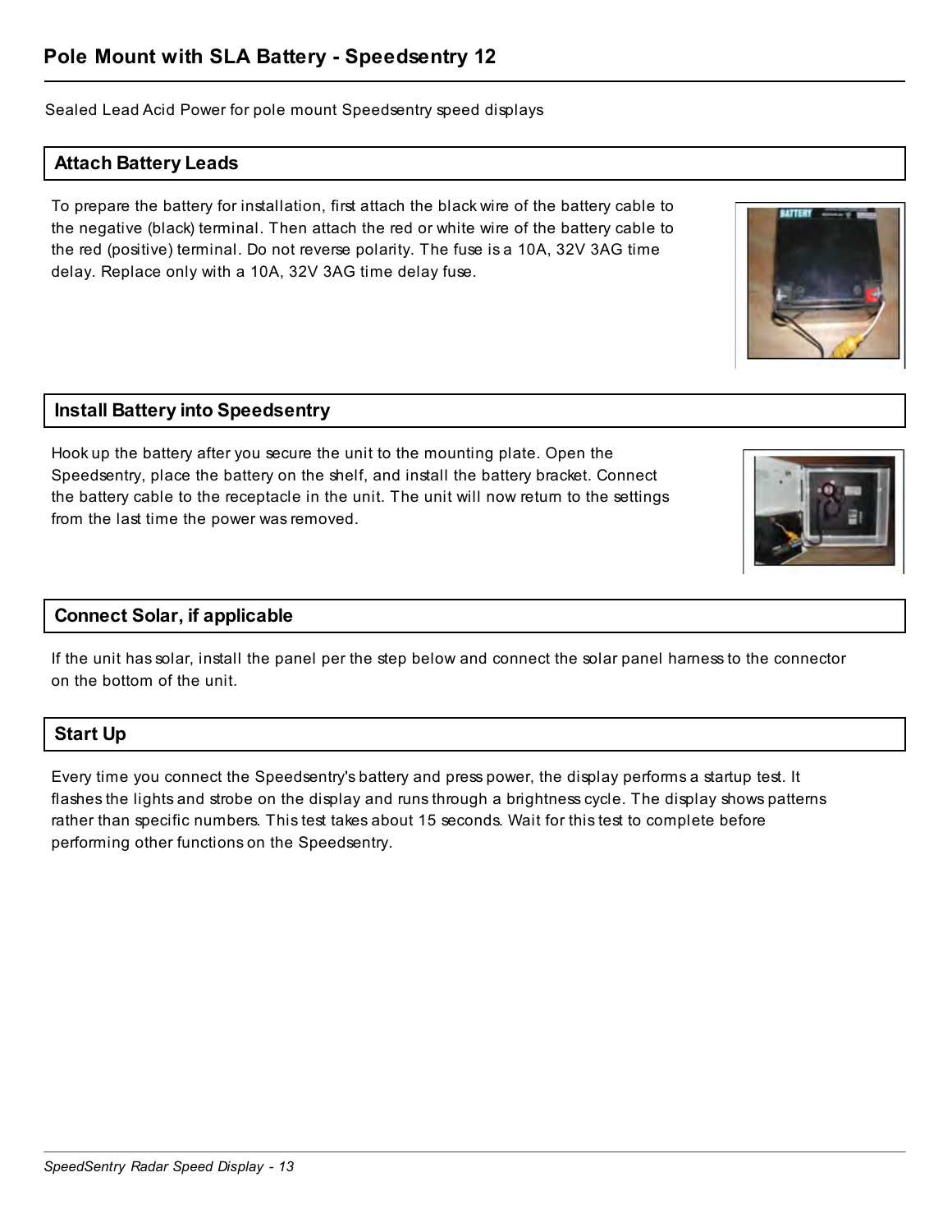## Pole Mount with SLA Battery - Speedsentry 12

Sealed Lead Acid Power for pole mount Speedsentry speed displays

### Attach Battery Leads

To prepare the battery for installation, first attach the black wire of the battery cable to the negative (black) terminal. Then attach the red or white wire of the battery cable to the red (positive) terminal. Do not reverse polarity. The fuse is a 10A, 32V 3AG time delay. Replace only with a 10A, 32V 3AG time delay fuse.

### Install Battery into Speedsentry

Hook up the battery after you secure the unit to the mounting plate. Open the Speedsentry, place the battery on the shelf, and install the battery bracket. Connect the battery cable to the receptacle in the unit. The unit will now return to the settings from the last time the power was removed.

### Connect Solar, if applicable

If the unit has solar, install the panel per the step below and connect the solar panel harness to the connector on the bottom of the unit.

### Start Up

Every time you connect the Speedsentry's battery and press power, the display performs a startup test. It flashes the lights and strobe on the display and runs through a brightness cycle. The display shows patterns rather than specific numbers. This test takes about 15 seconds. Wait for this test to complete before performing other functions on the Speedsentry.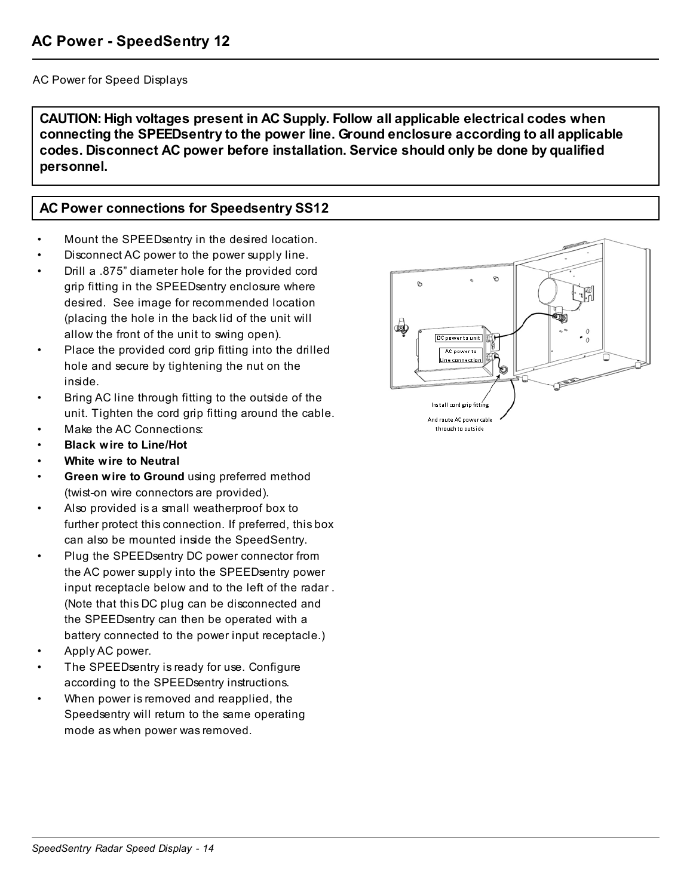## AC Power - SpeedSentry 12

AC Power for Speed Displays

**CAUTION: High voltages present in AC Supply. Follow all applicable electrical codes when connecting the SPEEDsentry to the power line. Ground enclosure according to all applicable codes. Disconnect AC power before installation. Service should only be done by qualified personnel.**

### AC Power connections for Speedsentry SS12

- Mount the SPEEDsentry in the desired location.
- Disconnect AC power to the power supply line.
- Drill a .875" diameter hole for the provided cord grip fitting in the SPEEDsentry enclosure where desired. See image for recommended location (placing the hole in the back lid of the unit will allow the front of the unit to swing open).
- Place the provided cord grip fitting into the drilled hole and secure by tightening the nut on the inside.
- Bring AC line through fitting to the outside of the unit. Tighten the cord grip fitting around the cable.
- Make the AC Connections:
- **Black wire to Line/Hot**
- **White wire to Neutral**
- **Green wire to Ground** using preferred method (twist-on wire connectors are provided).
- Also provided is a small weatherproof box to further protect this connection. If preferred, this box can also be mounted inside the SpeedSentry.
- Plug the SPEEDsentry DC power connector from the AC power supply into the SPEEDsentry power input receptacle below and to the left of the radar . (Note that this DC plug can be disconnected and the SPEEDsentry can then be operated with a battery connected to the power input receptacle.)
- Apply AC power.
- The SPEEDsentry is ready for use. Configure according to the SPEEDsentry instructions.
- When power is removed and reapplied, the Speedsentry will return to the same operating mode as when power was removed.

DC power to unit

AC power to Line connection

Install cord grip fitting

And route AC power cable through to outside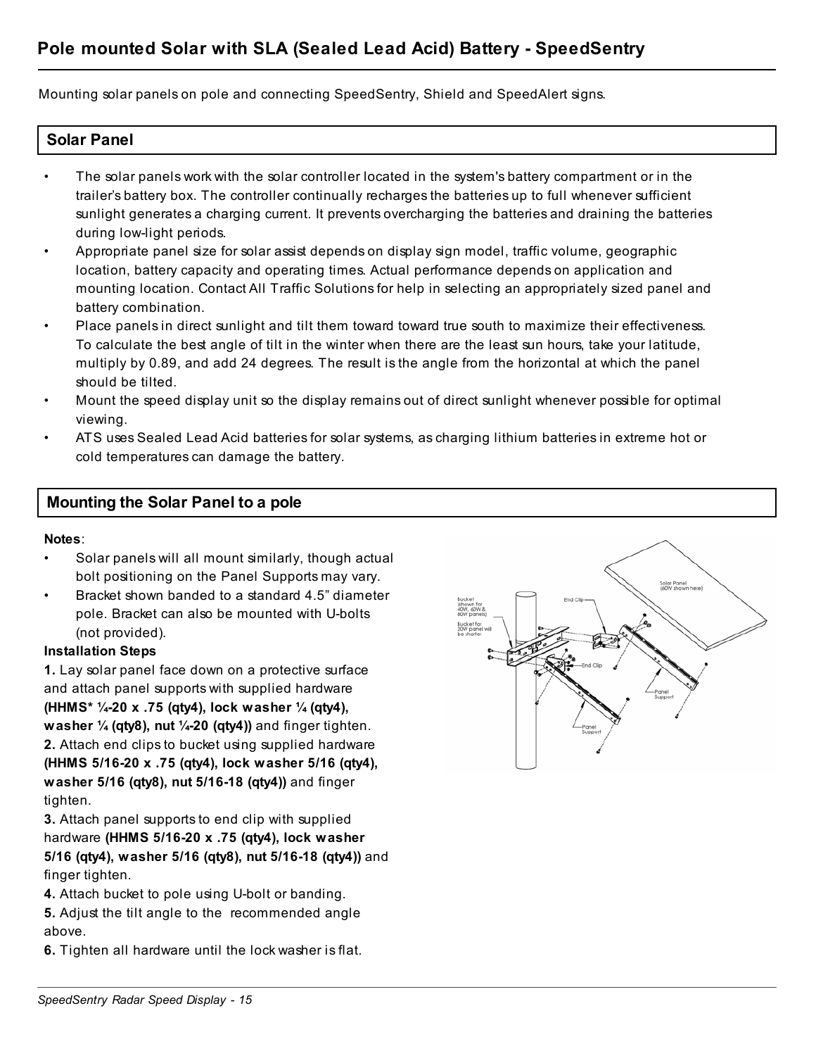## Pole mounted Solar with SLA (Sealed Lead Acid) Battery - SpeedSentry

Mounting solar panels on pole and connecting SpeedSentry, Shield and SpeedAlert signs.

### Solar Panel

- The solar panels work with the solar controller located in the system's battery compartment or in the trailer's battery box. The controller continually recharges the batteries up to full whenever sufficient sunlight generates a charging current. It prevents overcharging the batteries and draining the batteries during low-light periods.
- Appropriate panel size for solar assist depends on display sign model, traffic volume, geographic location, battery capacity and operating times. Actual performance depends on application and mounting location. Contact All Traffic Solutions for help in selecting an appropriately sized panel and battery combination.
- Place panels in direct sunlight and tilt them toward toward true south to maximize their effectiveness. To calculate the best angle of tilt in the winter when there are the least sun hours, take your latitude, multiply by 0.89, and add 24 degrees. The result is the angle from the horizontal at which the panel should be tilted.
- Mount the speed display unit so the display remains out of direct sunlight whenever possible for optimal viewing.
- ATS uses Sealed Lead Acid batteries for solar systems, as charging lithium batteries in extreme hot or cold temperatures can damage the battery.

### Mounting the Solar Panel to a pole

**Notes**:

- Solar panels will all mount similarly, though actual bolt positioning on the Panel Supports may vary.
- Bracket shown banded to a standard 4.5" diameter pole. Bracket can also be mounted with U-bolts (not provided).

**Installation Steps**

**1.** Lay solar panel face down on a protective surface and attach panel supports with supplied hardware **(HHMS* ¼-20 x .75 (qty4), lock washer ¼ (qty4), washer ¼ (qty8), nut ¼-20 (qty4))** and finger tighten.

**2.** Attach end clips to bucket using supplied hardware **(HHMS 5/16-20 x .75 (qty4), lock washer 5/16 (qty4), washer 5/16 (qty8), nut 5/16-18 (qty4))** and finger tighten.

**3.** Attach panel supports to end clip with supplied hardware **(HHMS 5/16-20 x .75 (qty4), lock washer 5/16 (qty4), washer 5/16 (qty8), nut 5/16-18 (qty4))** and finger tighten.

**4.** Attach bucket to pole using U-bolt or banding.

**5.** Adjust the tilt angle to the recommended angle above.

**6.** Tighten all hardware until the lock washer is flat.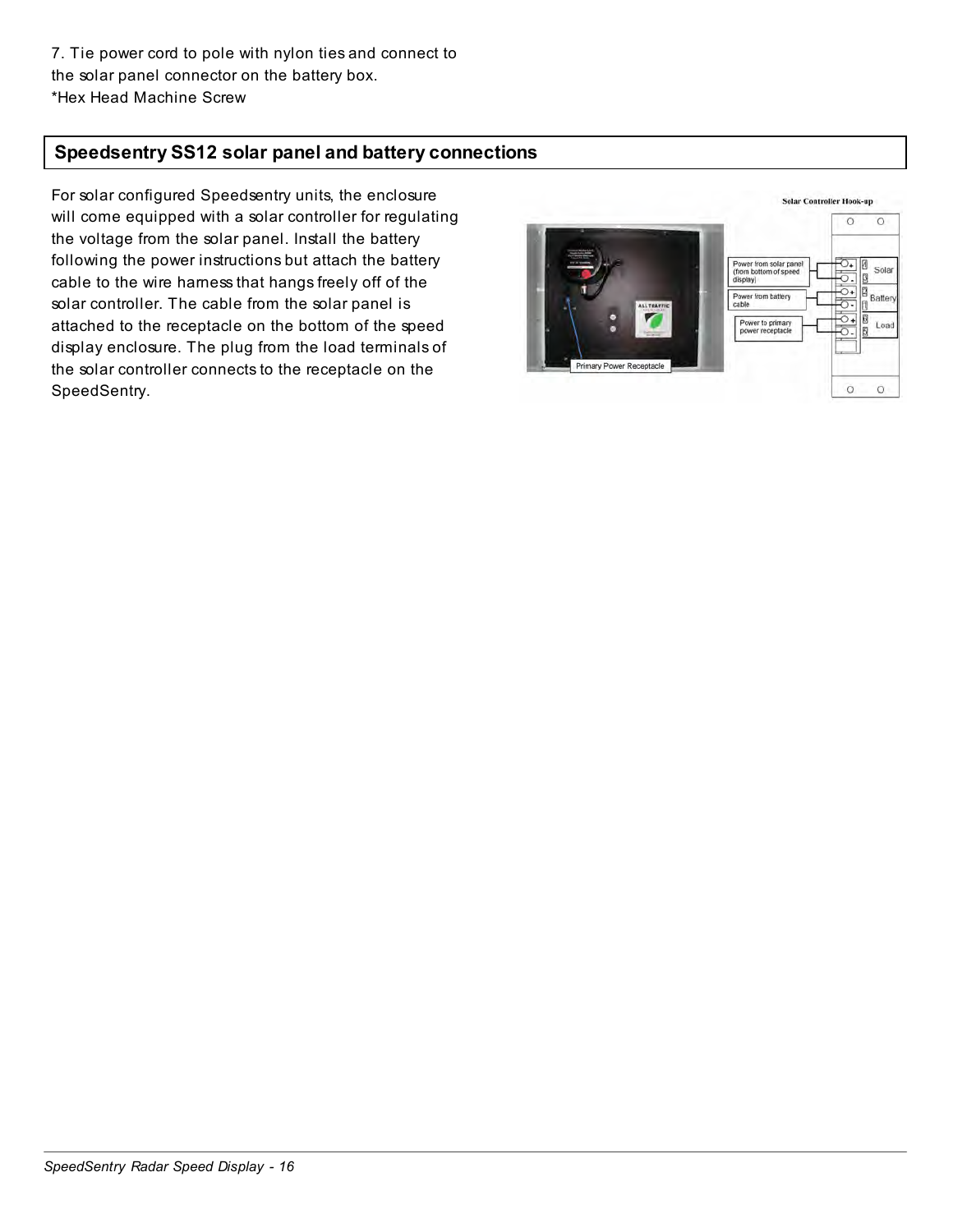7. Tie power cord to pole with nylon ties and connect to the solar panel connector on the battery box.
*Hex Head Machine Screw

## Speedsentry SS12 solar panel and battery connections

For solar configured Speedsentry units, the enclosure will come equipped with a solar controller for regulating the voltage from the solar panel. Install the battery following the power instructions but attach the battery cable to the wire harness that hangs freely off of the solar controller. The cable from the solar panel is attached to the receptacle on the bottom of the speed display enclosure. The plug from the load terminals of the solar controller connects to the receptacle on the SpeedSentry.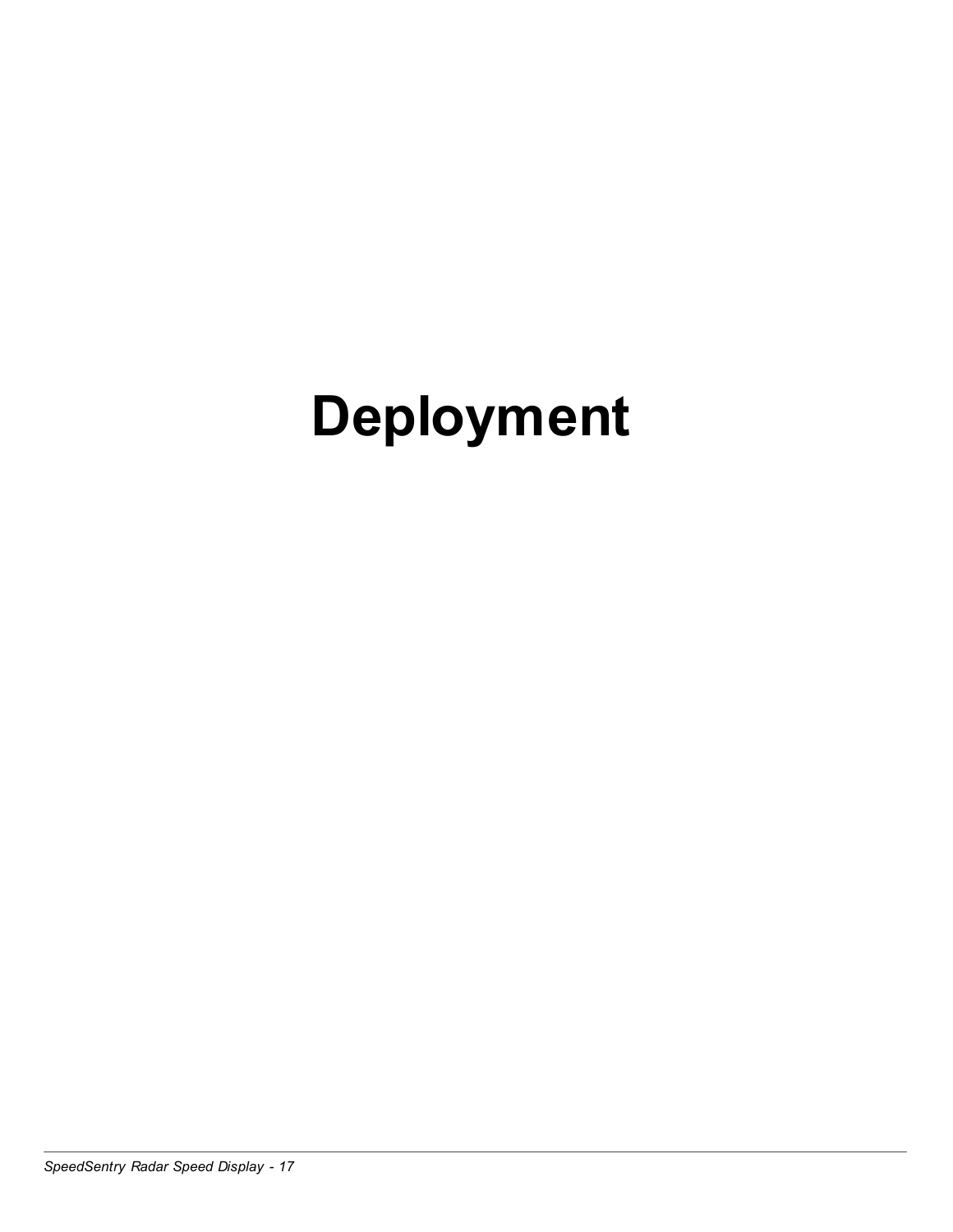# Deployment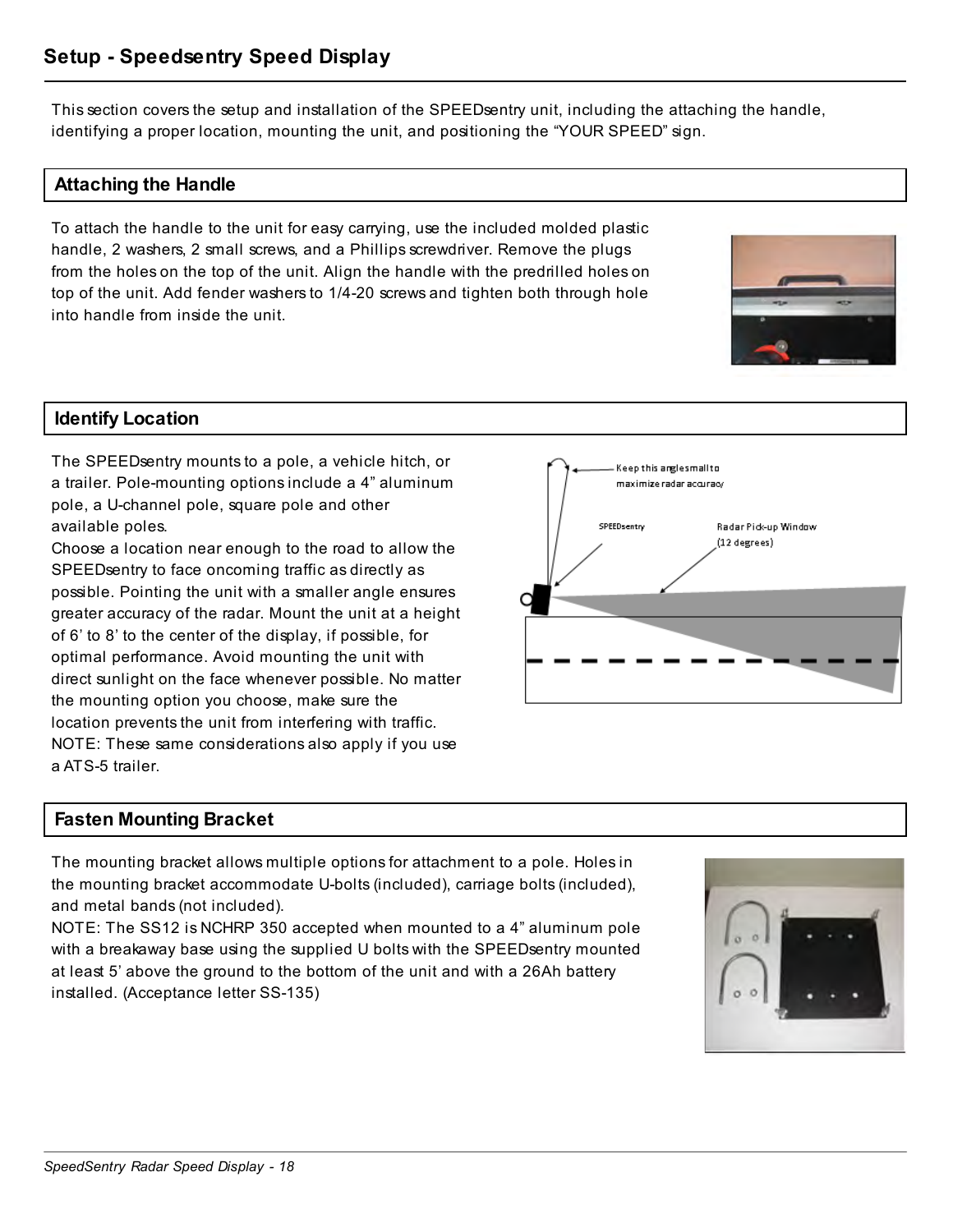## Setup - Speedsentry Speed Display

This section covers the setup and installation of the SPEEDsentry unit, including the attaching the handle, identifying a proper location, mounting the unit, and positioning the "YOUR SPEED" sign.

### Attaching the Handle

To attach the handle to the unit for easy carrying, use the included molded plastic handle, 2 washers, 2 small screws, and a Phillips screwdriver. Remove the plugs from the holes on the top of the unit. Align the handle with the predrilled holes on top of the unit. Add fender washers to 1/4-20 screws and tighten both through hole into handle from inside the unit.

### Identify Location

The SPEEDsentry mounts to a pole, a vehicle hitch, or a trailer. Pole-mounting options include a 4" aluminum pole, a U-channel pole, square pole and other available poles.

Choose a location near enough to the road to allow the SPEEDsentry to face oncoming traffic as directly as possible. Pointing the unit with a smaller angle ensures greater accuracy of the radar. Mount the unit at a height of 6' to 8' to the center of the display, if possible, for optimal performance. Avoid mounting the unit with direct sunlight on the face whenever possible. No matter the mounting option you choose, make sure the location prevents the unit from interfering with traffic.

NOTE: These same considerations also apply if you use a ATS-5 trailer.

Keep this angle small to maximize radar accuracy

SPEEDsentry

Radar Pick-up Window (12 degrees)

### Fasten Mounting Bracket

The mounting bracket allows multiple options for attachment to a pole. Holes in the mounting bracket accommodate U-bolts (included), carriage bolts (included), and metal bands (not included).

NOTE: The SS12 is NCHRP 350 accepted when mounted to a 4" aluminum pole with a breakaway base using the supplied U bolts with the SPEEDsentry mounted at least 5' above the ground to the bottom of the unit and with a 26Ah battery installed. (Acceptance letter SS-135)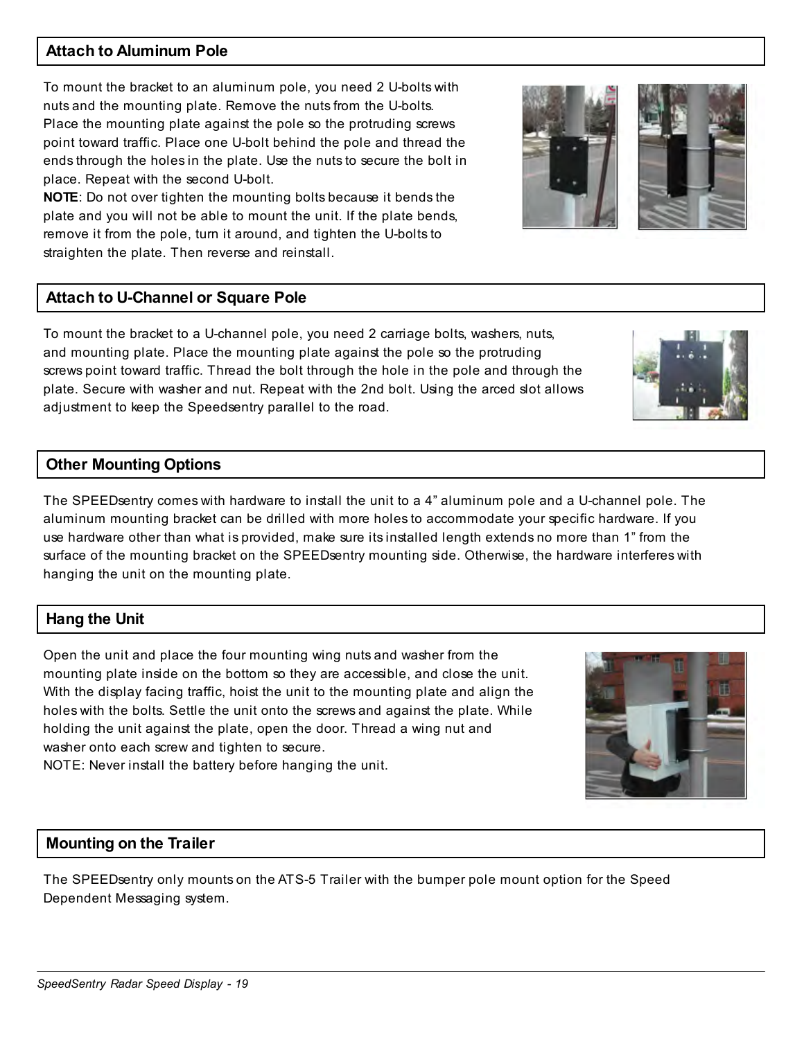## Attach to Aluminum Pole

To mount the bracket to an aluminum pole, you need 2 U-bolts with nuts and the mounting plate. Remove the nuts from the U-bolts. Place the mounting plate against the pole so the protruding screws point toward traffic. Place one U-bolt behind the pole and thread the ends through the holes in the plate. Use the nuts to secure the bolt in place. Repeat with the second U-bolt.

**NOTE**: Do not over tighten the mounting bolts because it bends the plate and you will not be able to mount the unit. If the plate bends, remove it from the pole, turn it around, and tighten the U-bolts to straighten the plate. Then reverse and reinstall.

## Attach to U-Channel or Square Pole

To mount the bracket to a U-channel pole, you need 2 carriage bolts, washers, nuts, and mounting plate. Place the mounting plate against the pole so the protruding screws point toward traffic. Thread the bolt through the hole in the pole and through the plate. Secure with washer and nut. Repeat with the 2nd bolt. Using the arced slot allows adjustment to keep the Speedsentry parallel to the road.

## Other Mounting Options

The SPEEDsentry comes with hardware to install the unit to a 4” aluminum pole and a U-channel pole. The aluminum mounting bracket can be drilled with more holes to accommodate your specific hardware. If you use hardware other than what is provided, make sure its installed length extends no more than 1” from the surface of the mounting bracket on the SPEEDsentry mounting side. Otherwise, the hardware interferes with hanging the unit on the mounting plate.

## Hang the Unit

Open the unit and place the four mounting wing nuts and washer from the mounting plate inside on the bottom so they are accessible, and close the unit. With the display facing traffic, hoist the unit to the mounting plate and align the holes with the bolts. Settle the unit onto the screws and against the plate. While holding the unit against the plate, open the door. Thread a wing nut and washer onto each screw and tighten to secure.

NOTE: Never install the battery before hanging the unit.

## Mounting on the Trailer

The SPEEDsentry only mounts on the ATS-5 Trailer with the bumper pole mount option for the Speed Dependent Messaging system.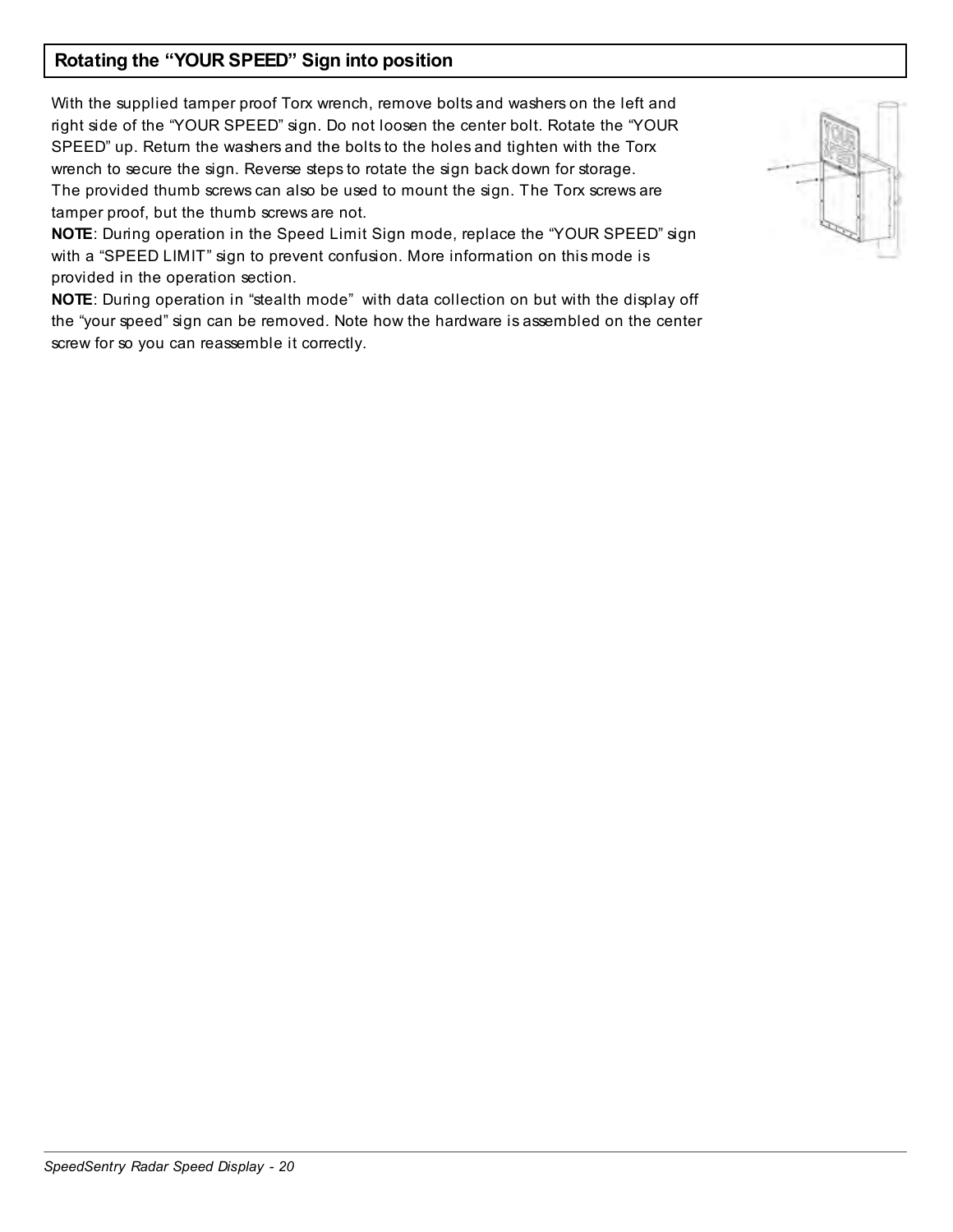## Rotating the “YOUR SPEED” Sign into position

With the supplied tamper proof Torx wrench, remove bolts and washers on the left and right side of the “YOUR SPEED” sign. Do not loosen the center bolt. Rotate the “YOUR SPEED” up. Return the washers and the bolts to the holes and tighten with the Torx wrench to secure the sign. Reverse steps to rotate the sign back down for storage.
The provided thumb screws can also be used to mount the sign. The Torx screws are tamper proof, but the thumb screws are not.

**NOTE**: During operation in the Speed Limit Sign mode, replace the “YOUR SPEED” sign with a “SPEED LIMIT” sign to prevent confusion. More information on this mode is provided in the operation section.

**NOTE**: During operation in “stealth mode” with data collection on but with the display off the “your speed” sign can be removed. Note how the hardware is assembled on the center screw for so you can reassemble it correctly.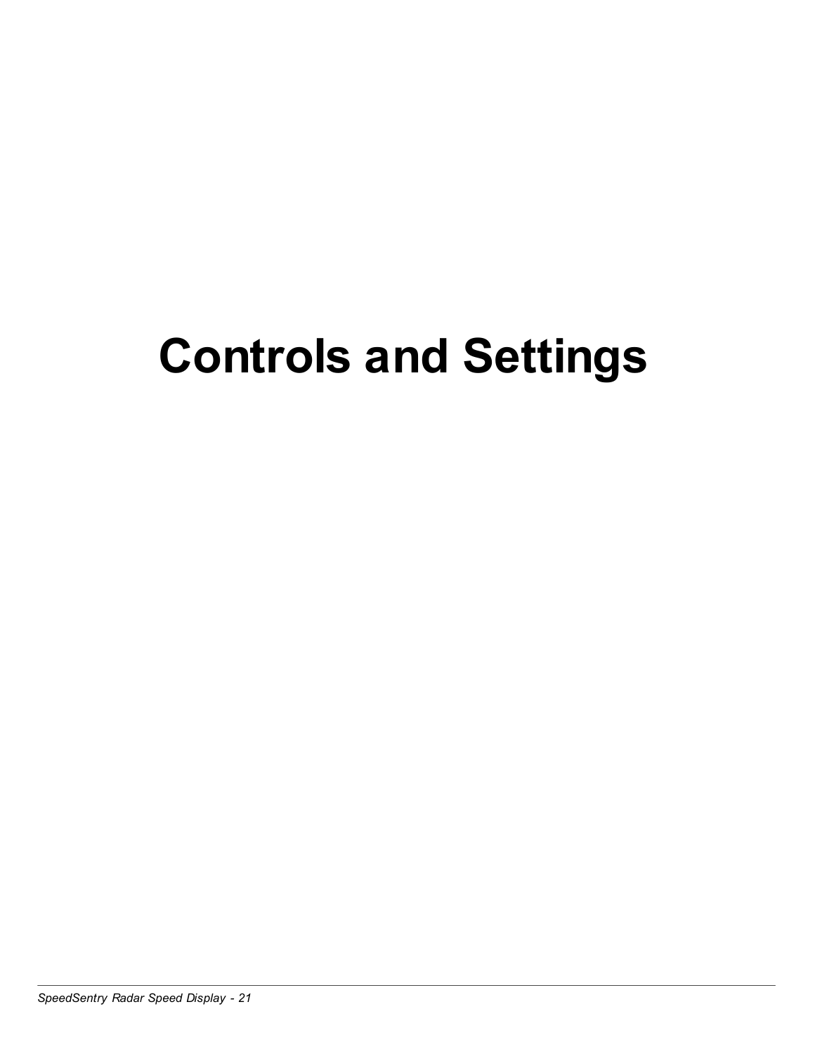# Controls and Settings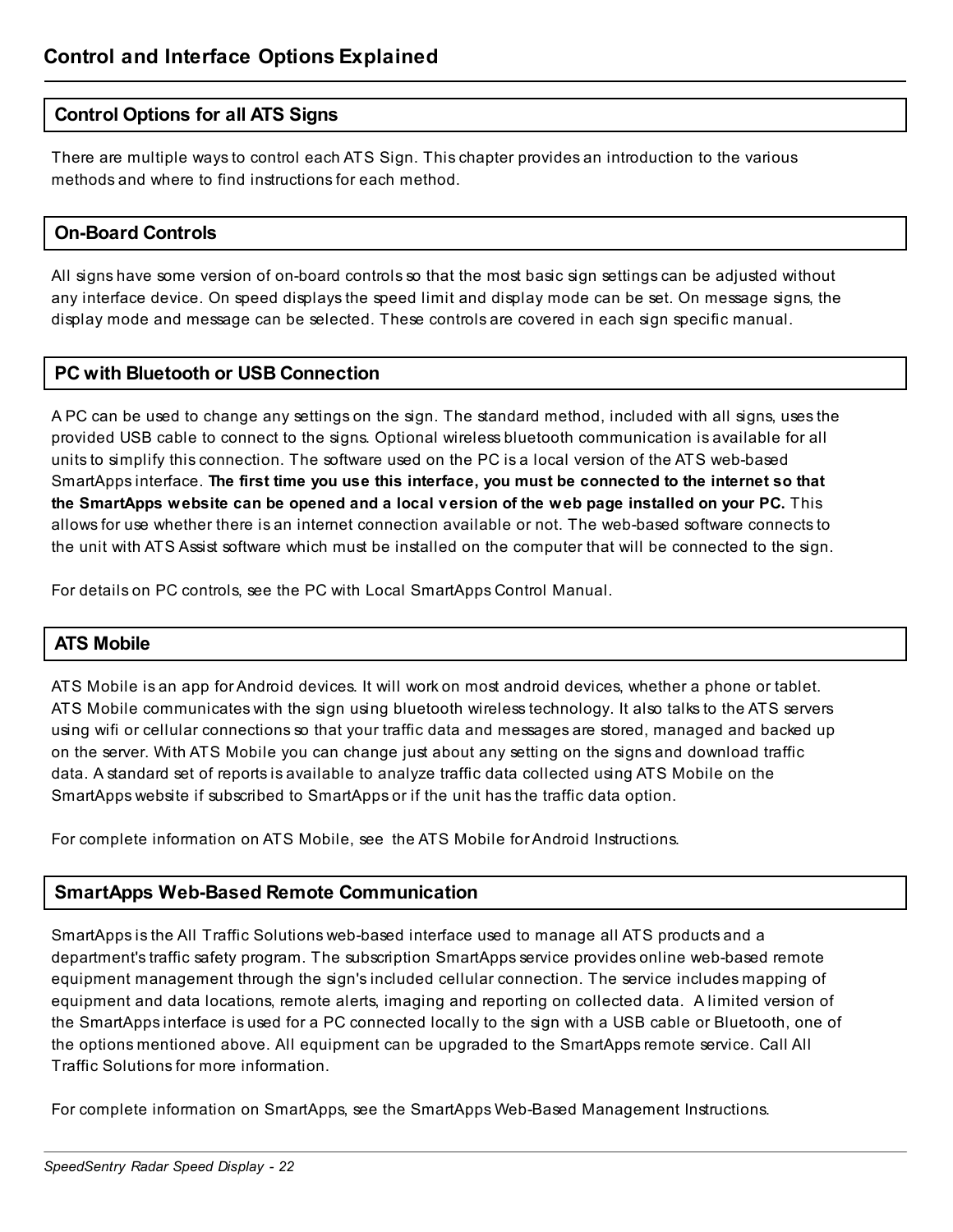# Control and Interface Options Explained

## Control Options for all ATS Signs

There are multiple ways to control each ATS Sign. This chapter provides an introduction to the various methods and where to find instructions for each method.

## On-Board Controls

All signs have some version of on-board controls so that the most basic sign settings can be adjusted without any interface device. On speed displays the speed limit and display mode can be set. On message signs, the display mode and message can be selected. These controls are covered in each sign specific manual.

## PC with Bluetooth or USB Connection

A PC can be used to change any settings on the sign. The standard method, included with all signs, uses the provided USB cable to connect to the signs. Optional wireless bluetooth communication is available for all units to simplify this connection. The software used on the PC is a local version of the ATS web-based SmartApps interface. **The first time you use this interface, you must be connected to the internet so that the SmartApps website can be opened and a local version of the web page installed on your PC.** This allows for use whether there is an internet connection available or not. The web-based software connects to the unit with ATS Assist software which must be installed on the computer that will be connected to the sign.

For details on PC controls, see the PC with Local SmartApps Control Manual.

## ATS Mobile

ATS Mobile is an app for Android devices. It will work on most android devices, whether a phone or tablet. ATS Mobile communicates with the sign using bluetooth wireless technology. It also talks to the ATS servers using wifi or cellular connections so that your traffic data and messages are stored, managed and backed up on the server. With ATS Mobile you can change just about any setting on the signs and download traffic data. A standard set of reports is available to analyze traffic data collected using ATS Mobile on the SmartApps website if subscribed to SmartApps or if the unit has the traffic data option.

For complete information on ATS Mobile, see the ATS Mobile for Android Instructions.

## SmartApps Web-Based Remote Communication

SmartApps is the All Traffic Solutions web-based interface used to manage all ATS products and a department's traffic safety program. The subscription SmartApps service provides online web-based remote equipment management through the sign's included cellular connection. The service includes mapping of equipment and data locations, remote alerts, imaging and reporting on collected data. A limited version of the SmartApps interface is used for a PC connected locally to the sign with a USB cable or Bluetooth, one of the options mentioned above. All equipment can be upgraded to the SmartApps remote service. Call All Traffic Solutions for more information.

For complete information on SmartApps, see the SmartApps Web-Based Management Instructions.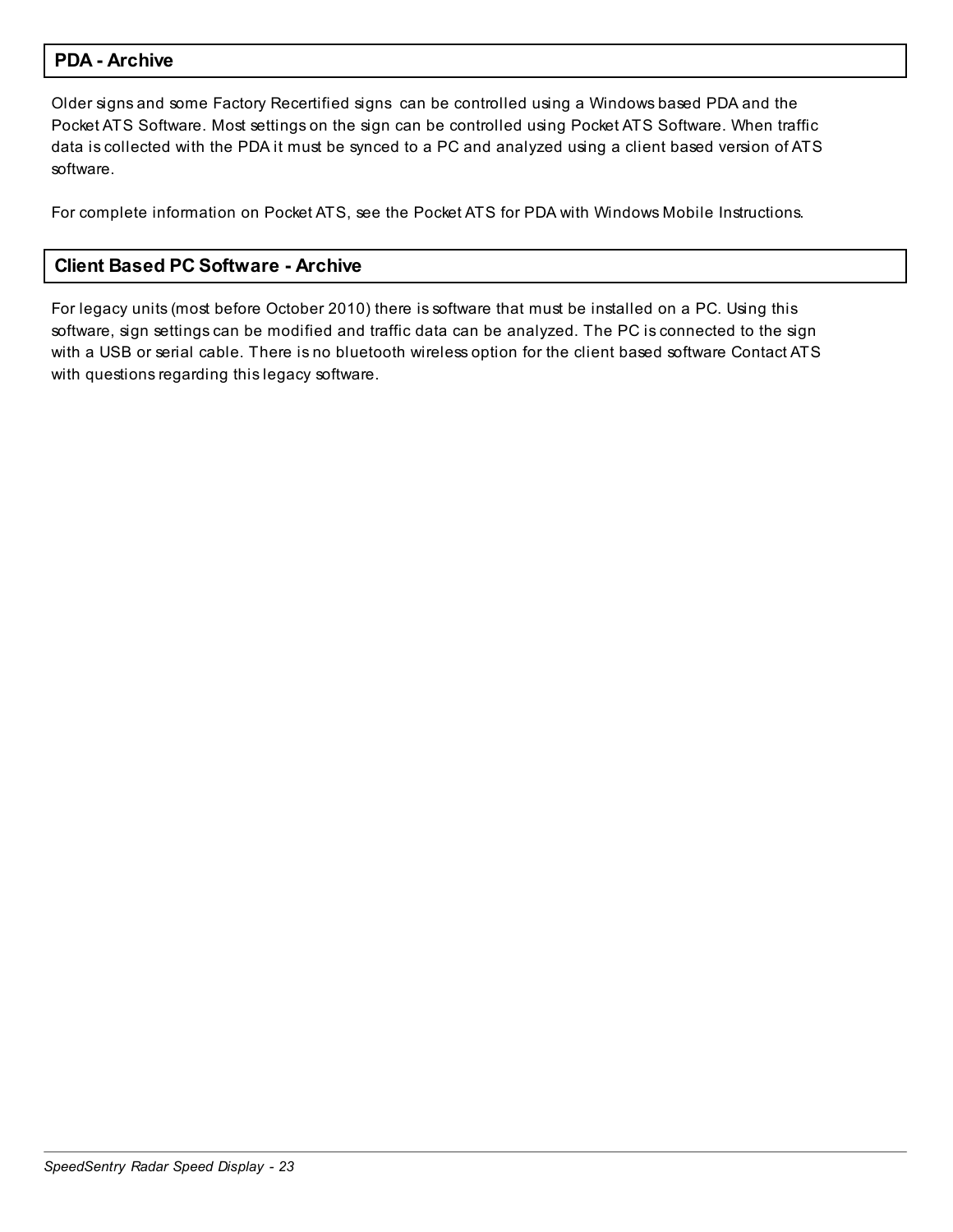## PDA - Archive

Older signs and some Factory Recertified signs can be controlled using a Windows based PDA and the Pocket ATS Software. Most settings on the sign can be controlled using Pocket ATS Software. When traffic data is collected with the PDA it must be synced to a PC and analyzed using a client based version of ATS software.

For complete information on Pocket ATS, see the Pocket ATS for PDA with Windows Mobile Instructions.

## Client Based PC Software - Archive

For legacy units (most before October 2010) there is software that must be installed on a PC. Using this software, sign settings can be modified and traffic data can be analyzed. The PC is connected to the sign with a USB or serial cable. There is no bluetooth wireless option for the client based software Contact ATS with questions regarding this legacy software.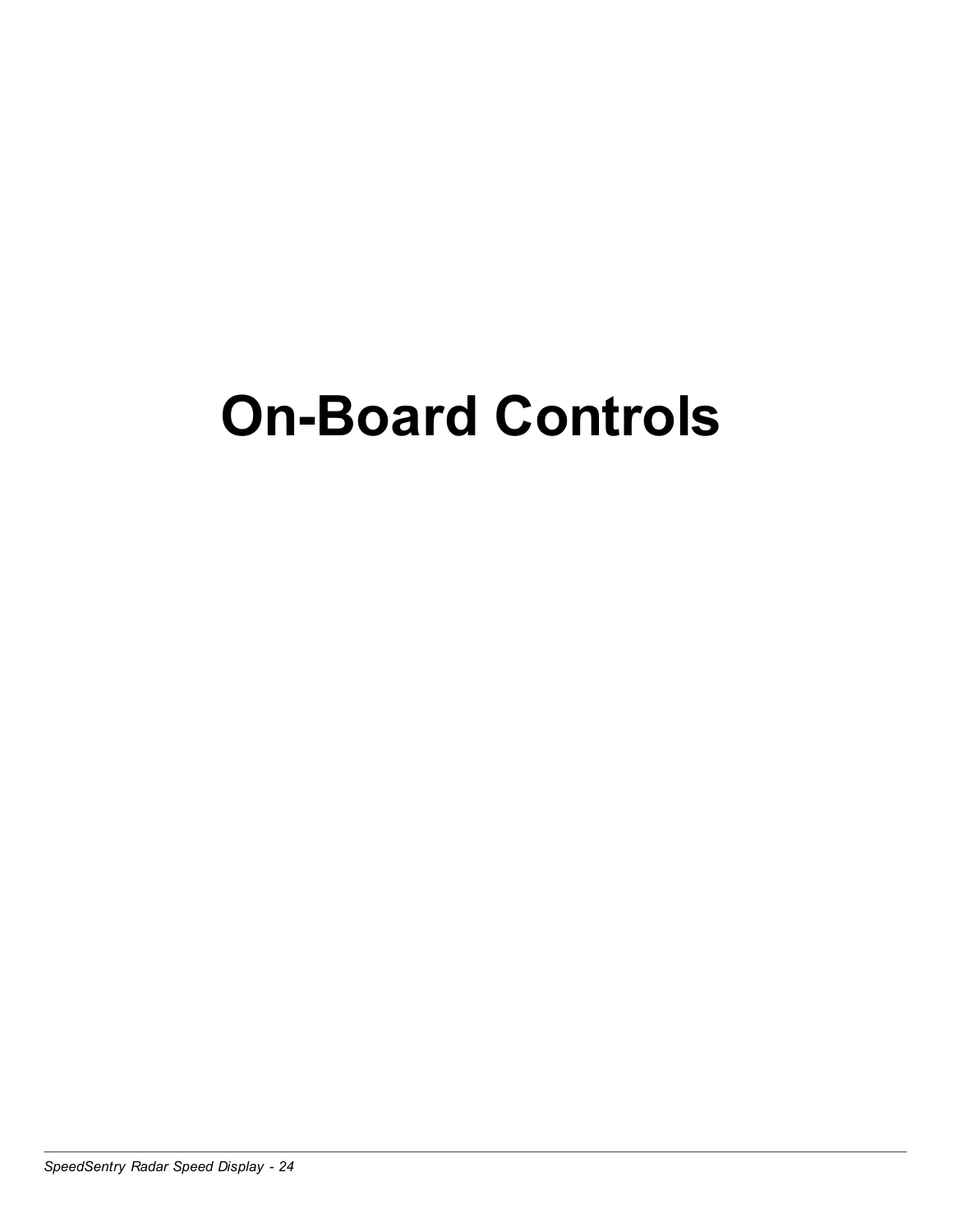# On-Board Controls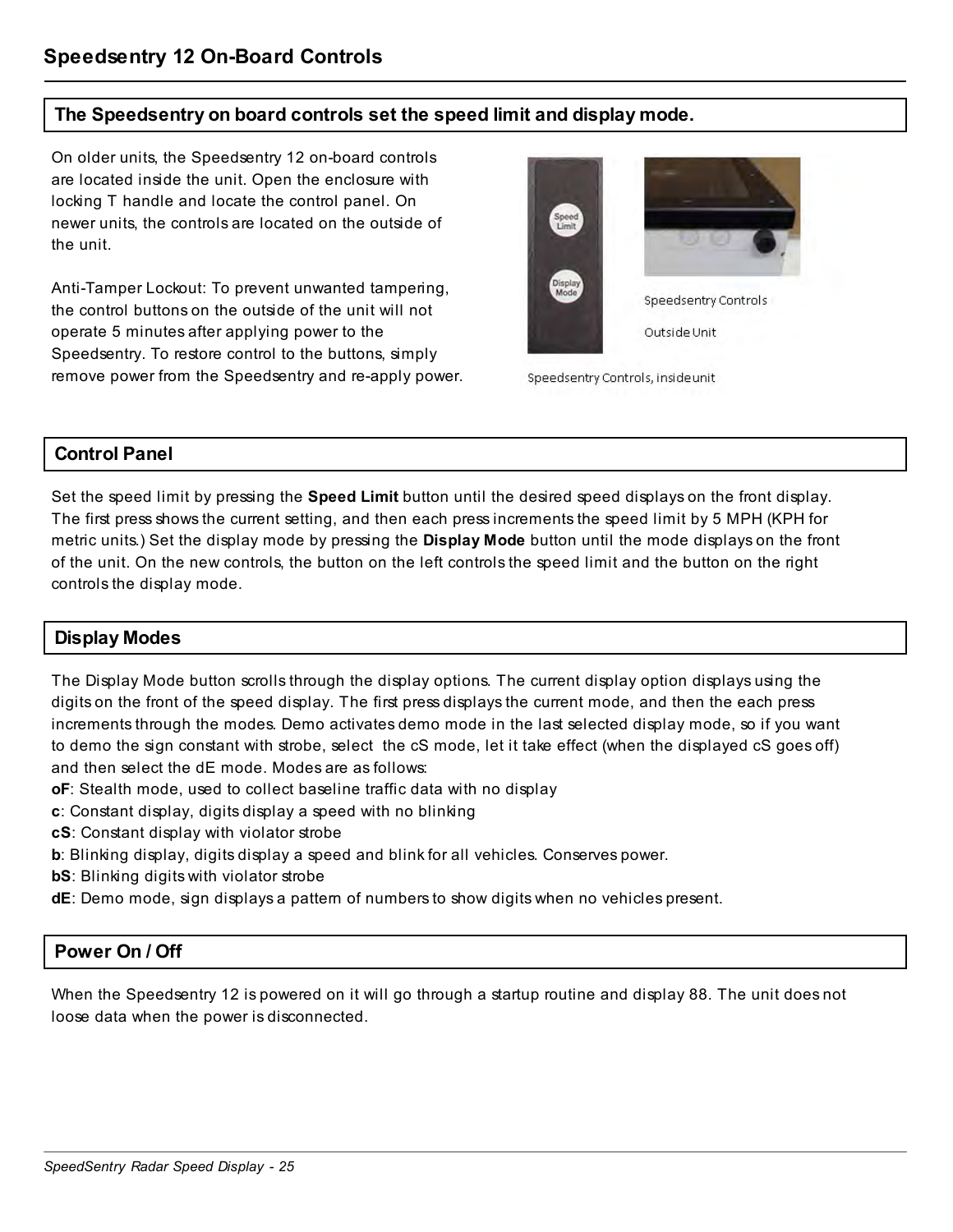# Speedsentry 12 On-Board Controls

## The Speedsentry on board controls set the speed limit and display mode.

On older units, the Speedsentry 12 on-board controls are located inside the unit. Open the enclosure with locking T handle and locate the control panel. On newer units, the controls are located on the outside of the unit.

Anti-Tamper Lockout: To prevent unwanted tampering, the control buttons on the outside of the unit will not operate 5 minutes after applying power to the Speedsentry. To restore control to the buttons, simply remove power from the Speedsentry and re-apply power.

Speedsentry Controls Outside Unit

Speedsentry Controls, inside unit

## Control Panel

Set the speed limit by pressing the **Speed Limit** button until the desired speed displays on the front display. The first press shows the current setting, and then each press increments the speed limit by 5 MPH (KPH for metric units.) Set the display mode by pressing the **Display Mode** button until the mode displays on the front of the unit. On the new controls, the button on the left controls the speed limit and the button on the right controls the display mode.

## Display Modes

The Display Mode button scrolls through the display options. The current display option displays using the digits on the front of the speed display. The first press displays the current mode, and then the each press increments through the modes. Demo activates demo mode in the last selected display mode, so if you want to demo the sign constant with strobe, select the cS mode, let it take effect (when the displayed cS goes off) and then select the dE mode. Modes are as follows:

**oF**: Stealth mode, used to collect baseline traffic data with no display
**c**: Constant display, digits display a speed with no blinking
**cS**: Constant display with violator strobe
**b**: Blinking display, digits display a speed and blink for all vehicles. Conserves power.
**bS**: Blinking digits with violator strobe
**dE**: Demo mode, sign displays a pattern of numbers to show digits when no vehicles present.

## Power On / Off

When the Speedsentry 12 is powered on it will go through a startup routine and display 88. The unit does not loose data when the power is disconnected.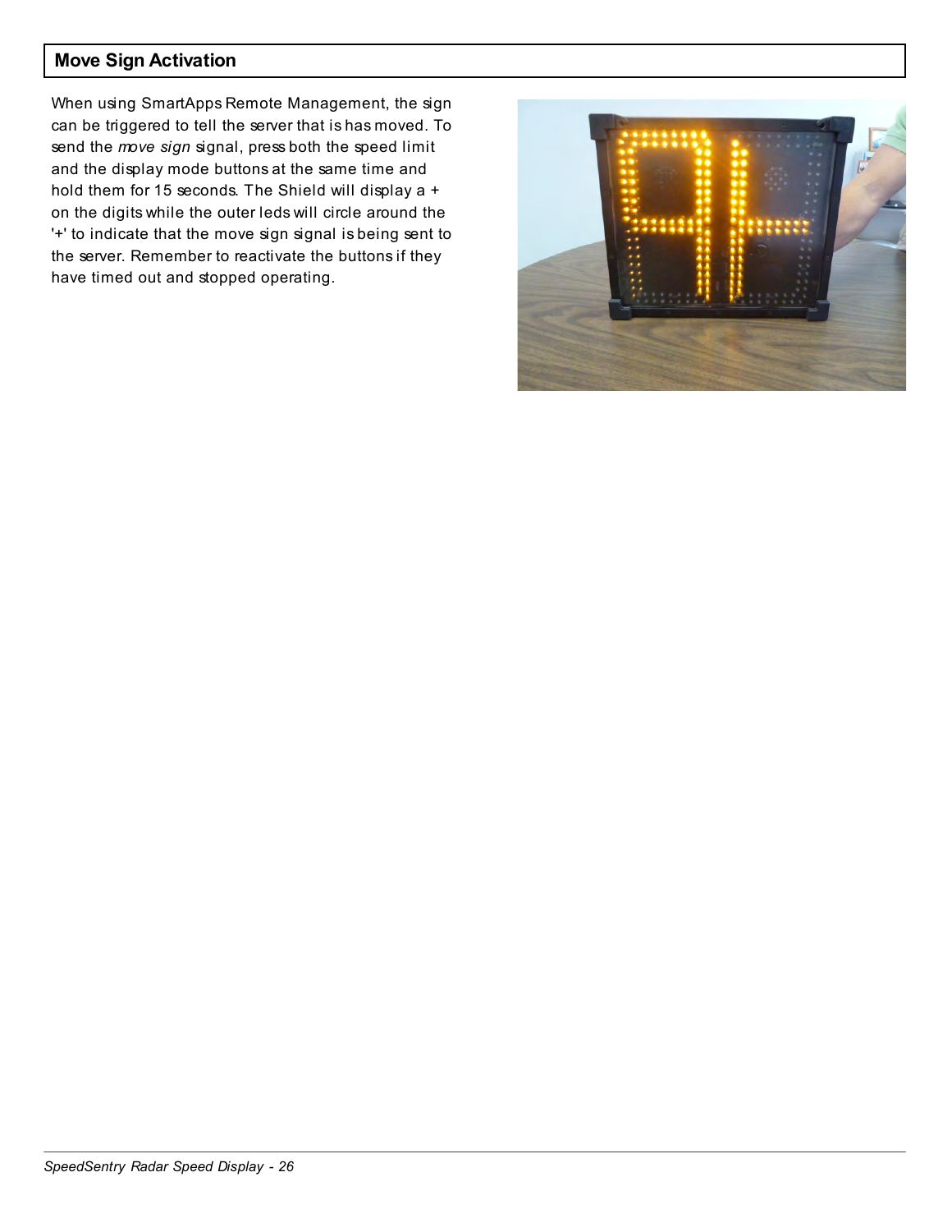## Move Sign Activation

When using SmartApps Remote Management, the sign can be triggered to tell the server that is has moved. To send the *move sign* signal, press both the speed limit and the display mode buttons at the same time and hold them for 15 seconds. The Shield will display a + on the digits while the outer leds will circle around the '+' to indicate that the move sign signal is being sent to the server. Remember to reactivate the buttons if they have timed out and stopped operating.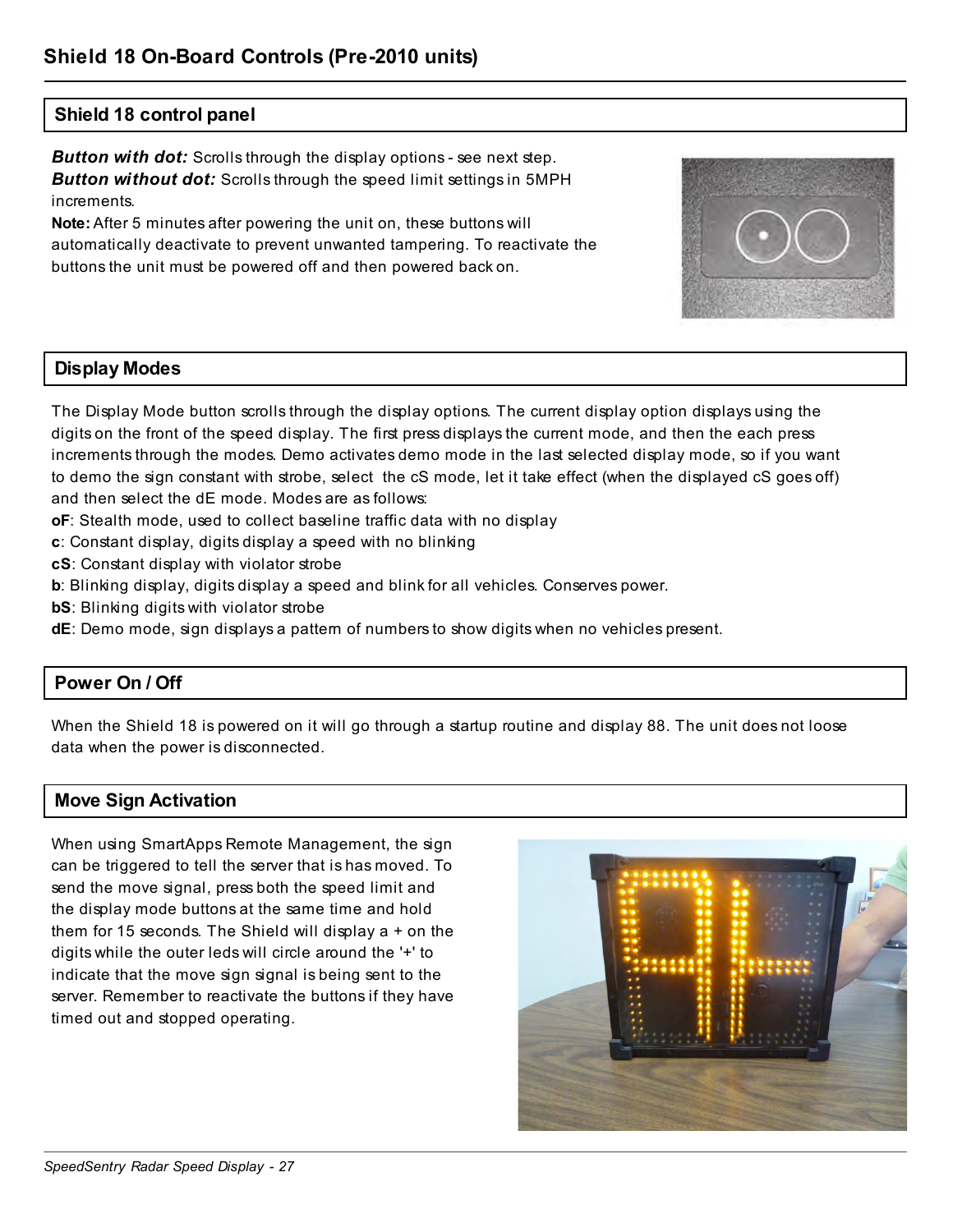# Shield 18 On-Board Controls (Pre-2010 units)

## Shield 18 control panel

***Button with dot:*** Scrolls through the display options - see next step.
***Button without dot:*** Scrolls through the speed limit settings in 5MPH increments.
**Note:** After 5 minutes after powering the unit on, these buttons will automatically deactivate to prevent unwanted tampering. To reactivate the buttons the unit must be powered off and then powered back on.

## Display Modes

The Display Mode button scrolls through the display options. The current display option displays using the digits on the front of the speed display. The first press displays the current mode, and then the each press increments through the modes. Demo activates demo mode in the last selected display mode, so if you want to demo the sign constant with strobe, select the cS mode, let it take effect (when the displayed cS goes off) and then select the dE mode. Modes are as follows:

**oF**: Stealth mode, used to collect baseline traffic data with no display
**c**: Constant display, digits display a speed with no blinking
**cS**: Constant display with violator strobe
**b**: Blinking display, digits display a speed and blink for all vehicles. Conserves power.
**bS**: Blinking digits with violator strobe
**dE**: Demo mode, sign displays a pattern of numbers to show digits when no vehicles present.

## Power On / Off

When the Shield 18 is powered on it will go through a startup routine and display 88. The unit does not loose data when the power is disconnected.

## Move Sign Activation

When using SmartApps Remote Management, the sign can be triggered to tell the server that is has moved. To send the move signal, press both the speed limit and the display mode buttons at the same time and hold them for 15 seconds. The Shield will display a + on the digits while the outer leds will circle around the '+' to indicate that the move sign signal is being sent to the server. Remember to reactivate the buttons if they have timed out and stopped operating.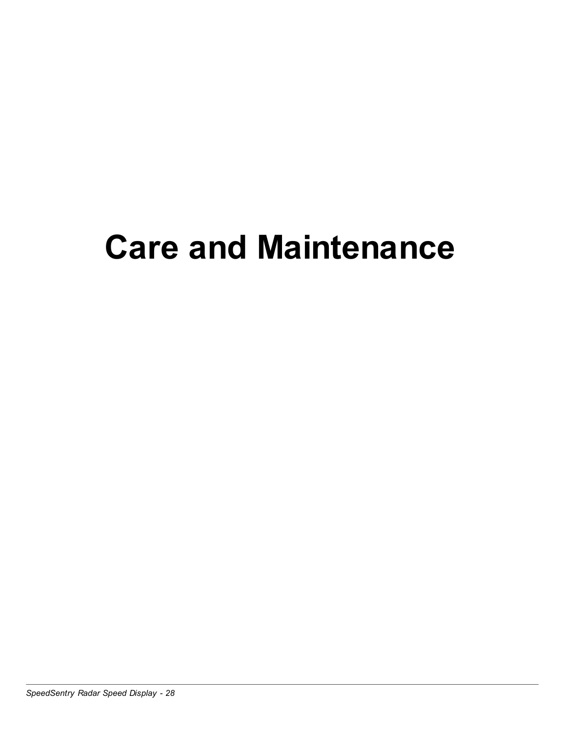# Care and Maintenance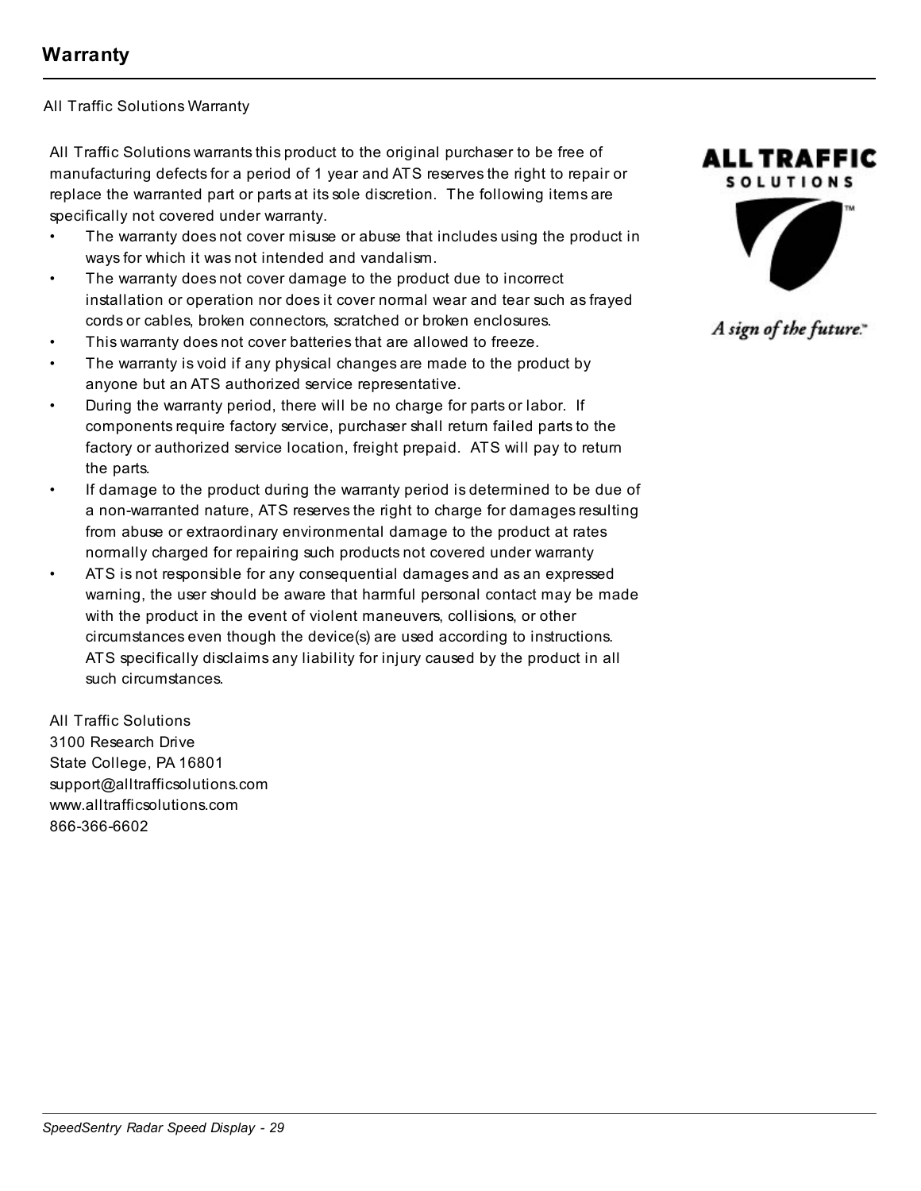# Warranty

All Traffic Solutions Warranty

All Traffic Solutions warrants this product to the original purchaser to be free of manufacturing defects for a period of 1 year and ATS reserves the right to repair or replace the warranted part or parts at its sole discretion. The following items are specifically not covered under warranty.

- The warranty does not cover misuse or abuse that includes using the product in ways for which it was not intended and vandalism.
- The warranty does not cover damage to the product due to incorrect installation or operation nor does it cover normal wear and tear such as frayed cords or cables, broken connectors, scratched or broken enclosures.
- This warranty does not cover batteries that are allowed to freeze.
- The warranty is void if any physical changes are made to the product by anyone but an ATS authorized service representative.
- During the warranty period, there will be no charge for parts or labor. If components require factory service, purchaser shall return failed parts to the factory or authorized service location, freight prepaid. ATS will pay to return the parts.
- If damage to the product during the warranty period is determined to be due of a non-warranted nature, ATS reserves the right to charge for damages resulting from abuse or extraordinary environmental damage to the product at rates normally charged for repairing such products not covered under warranty
- ATS is not responsible for any consequential damages and as an expressed warning, the user should be aware that harmful personal contact may be made with the product in the event of violent maneuvers, collisions, or other circumstances even though the device(s) are used according to instructions. ATS specifically disclaims any liability for injury caused by the product in all such circumstances.

All Traffic Solutions
3100 Research Drive
State College, PA 16801
support@alltrafficsolutions.com
www.alltrafficsolutions.com
866-366-6602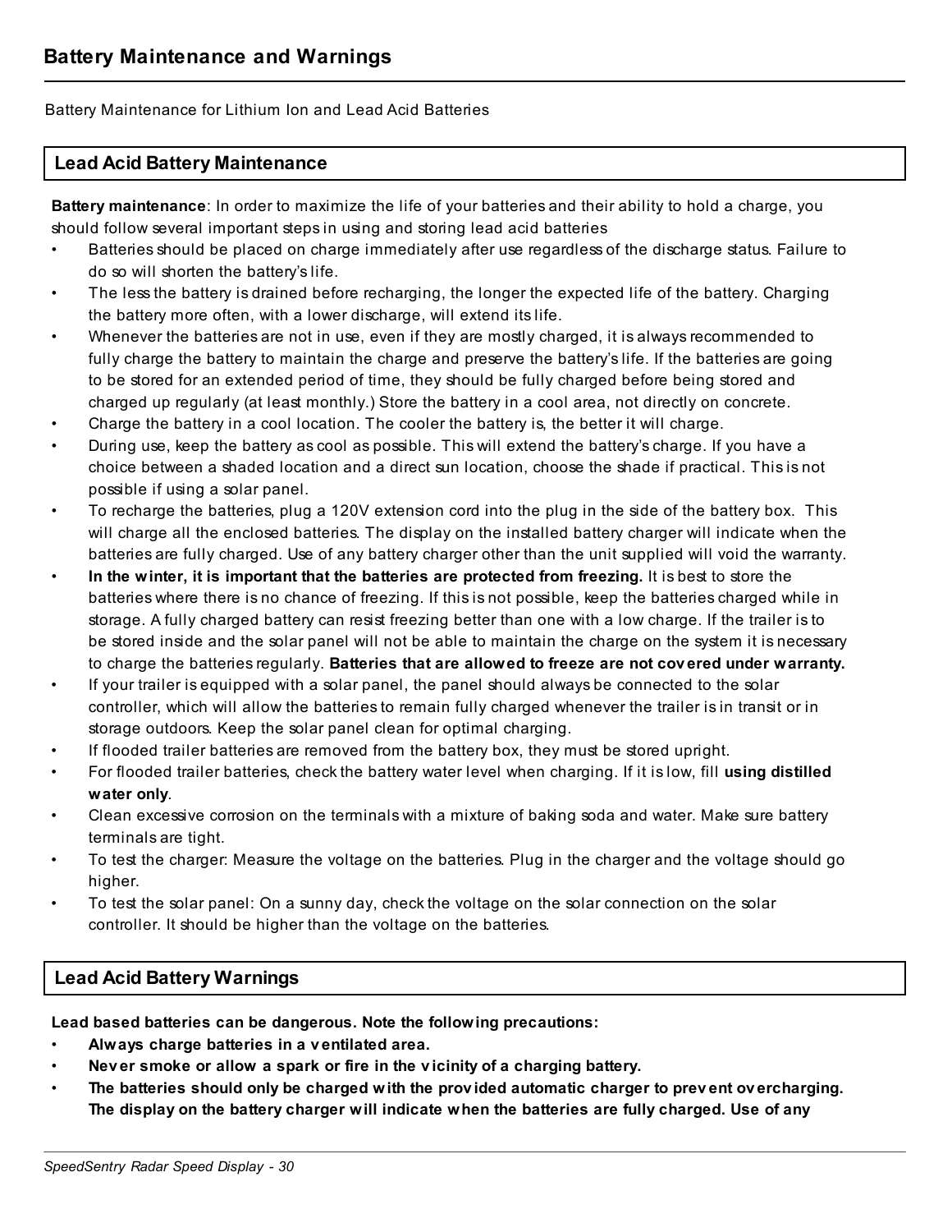# Battery Maintenance and Warnings

Battery Maintenance for Lithium Ion and Lead Acid Batteries

## Lead Acid Battery Maintenance

**Battery maintenance**: In order to maximize the life of your batteries and their ability to hold a charge, you should follow several important steps in using and storing lead acid batteries

- Batteries should be placed on charge immediately after use regardless of the discharge status. Failure to do so will shorten the battery's life.
- The less the battery is drained before recharging, the longer the expected life of the battery. Charging the battery more often, with a lower discharge, will extend its life.
- Whenever the batteries are not in use, even if they are mostly charged, it is always recommended to fully charge the battery to maintain the charge and preserve the battery's life. If the batteries are going to be stored for an extended period of time, they should be fully charged before being stored and charged up regularly (at least monthly.) Store the battery in a cool area, not directly on concrete.
- Charge the battery in a cool location. The cooler the battery is, the better it will charge.
- During use, keep the battery as cool as possible. This will extend the battery's charge. If you have a choice between a shaded location and a direct sun location, choose the shade if practical. This is not possible if using a solar panel.
- To recharge the batteries, plug a 120V extension cord into the plug in the side of the battery box. This will charge all the enclosed batteries. The display on the installed battery charger will indicate when the batteries are fully charged. Use of any battery charger other than the unit supplied will void the warranty.
- **In the winter, it is important that the batteries are protected from freezing.** It is best to store the batteries where there is no chance of freezing. If this is not possible, keep the batteries charged while in storage. A fully charged battery can resist freezing better than one with a low charge. If the trailer is to be stored inside and the solar panel will not be able to maintain the charge on the system it is necessary to charge the batteries regularly. **Batteries that are allowed to freeze are not covered under warranty.**
- If your trailer is equipped with a solar panel, the panel should always be connected to the solar controller, which will allow the batteries to remain fully charged whenever the trailer is in transit or in storage outdoors. Keep the solar panel clean for optimal charging.
- If flooded trailer batteries are removed from the battery box, they must be stored upright.
- For flooded trailer batteries, check the battery water level when charging. If it is low, fill **using distilled water only**.
- Clean excessive corrosion on the terminals with a mixture of baking soda and water. Make sure battery terminals are tight.
- To test the charger: Measure the voltage on the batteries. Plug in the charger and the voltage should go higher.
- To test the solar panel: On a sunny day, check the voltage on the solar connection on the solar controller. It should be higher than the voltage on the batteries.

## Lead Acid Battery Warnings

**Lead based batteries can be dangerous. Note the following precautions:**

- **Always charge batteries in a ventilated area.**
- **Never smoke or allow a spark or fire in the vicinity of a charging battery.**
- **The batteries should only be charged with the provided automatic charger to prevent overcharging. The display on the battery charger will indicate when the batteries are fully charged. Use of any**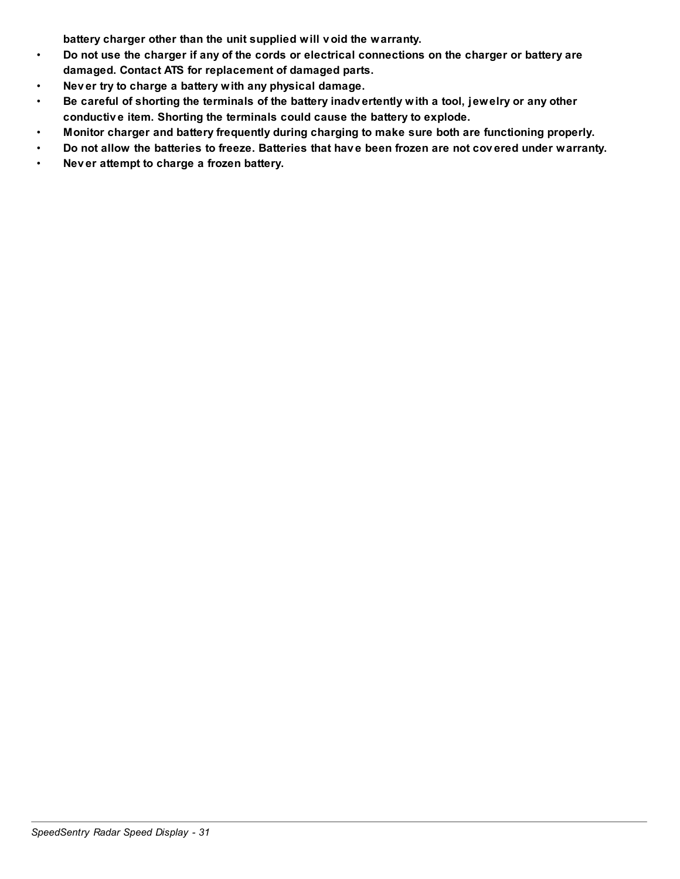**battery charger other than the unit supplied will void the warranty.**

- **Do not use the charger if any of the cords or electrical connections on the charger or battery are damaged. Contact ATS for replacement of damaged parts.**
- **Never try to charge a battery with any physical damage.**
- **Be careful of shorting the terminals of the battery inadvertently with a tool, jewelry or any other conductive item. Shorting the terminals could cause the battery to explode.**
- **Monitor charger and battery frequently during charging to make sure both are functioning properly.**
- **Do not allow the batteries to freeze. Batteries that have been frozen are not covered under warranty.**
- **Never attempt to charge a frozen battery.**